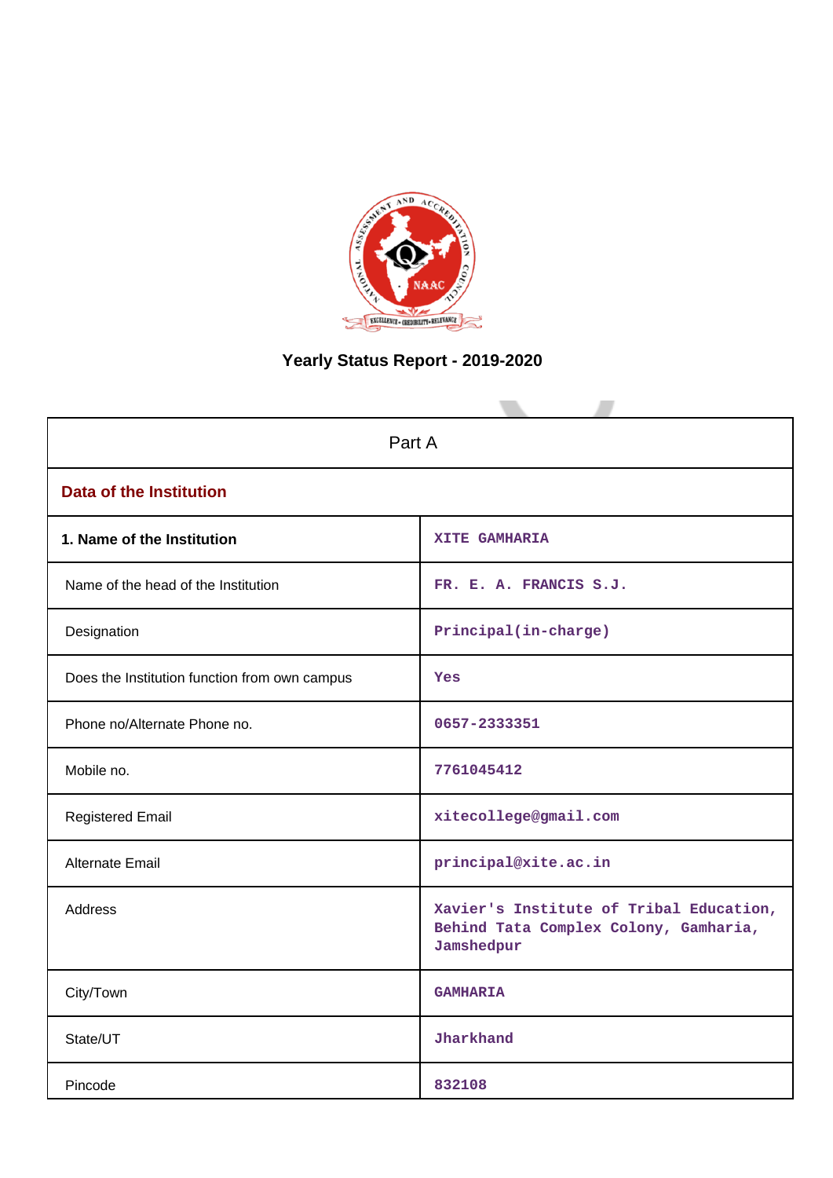# Yearly Status Report - 2019-2020

| Part A | |
|---|---|
| **Data of the Institution** | |
| **1. Name of the Institution** | XITE GAMHARIA |
| Name of the head of the Institution | FR. E. A. FRANCIS S.J. |
| Designation | Principal(in-charge) |
| Does the Institution function from own campus | Yes |
| Phone no/Alternate Phone no. | 0657-2333351 |
| Mobile no. | 7761045412 |
| Registered Email | xitecollege@gmail.com |
| Alternate Email | principal@xite.ac.in |
| Address | Xavier's Institute of Tribal Education, Behind Tata Complex Colony, Gamharia, Jamshedpur |
| City/Town | GAMHARIA |
| State/UT | Jharkhand |
| Pincode | 832108 |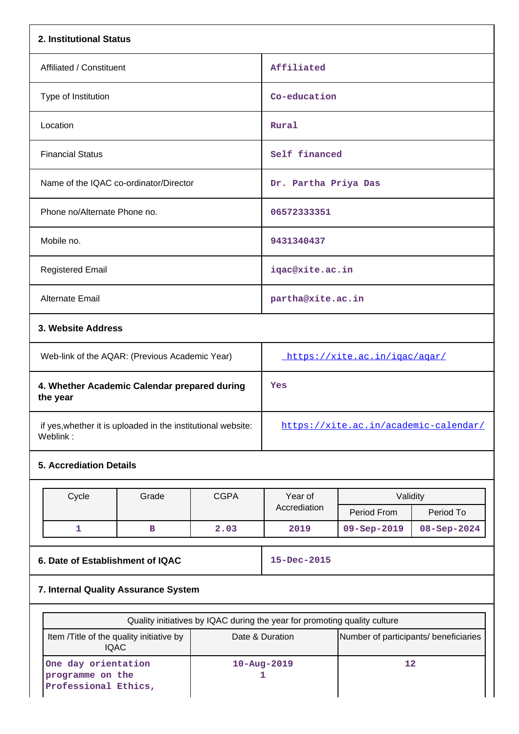## 2. Institutional Status

| | |
|---|---|
| Affiliated / Constituent | Affiliated |
| Type of Institution | Co-education |
| Location | Rural |
| Financial Status | Self financed |
| Name of the IQAC co-ordinator/Director | Dr. Partha Priya Das |
| Phone no/Alternate Phone no. | 06572333351 |
| Mobile no. | 9431340437 |
| Registered Email | iqac@xite.ac.in |
| Alternate Email | partha@xite.ac.in |

## 3. Website Address

| | |
|---|---|
| Web-link of the AQAR: (Previous Academic Year) | https://xite.ac.in/iqac/aqar/ |
| **4. Whether Academic Calendar prepared during the year** | Yes |
| if yes,whether it is uploaded in the institutional website: Weblink : | https://xite.ac.in/academic-calendar/ |

## 5. Accreditation Details

| Cycle | Grade | CGPA | Year of Accreditation | Validity | |
|---|---|---|---|---|---|
| | | | | Period From | Period To |
| 1 | B | 2.03 | 2019 | 09-Sep-2019 | 08-Sep-2024 |

| | |
|---|---|
| **6. Date of Establishment of IQAC** | 15-Dec-2015 |

## 7. Internal Quality Assurance System

| Quality initiatives by IQAC during the year for promoting quality culture | | |
|---|---|---|
| Item /Title of the quality initiative by IQAC | Date & Duration | Number of participants/ beneficiaries |
| One day orientation programme on the Professional Ethics, | 10-Aug-2019 1 | 12 |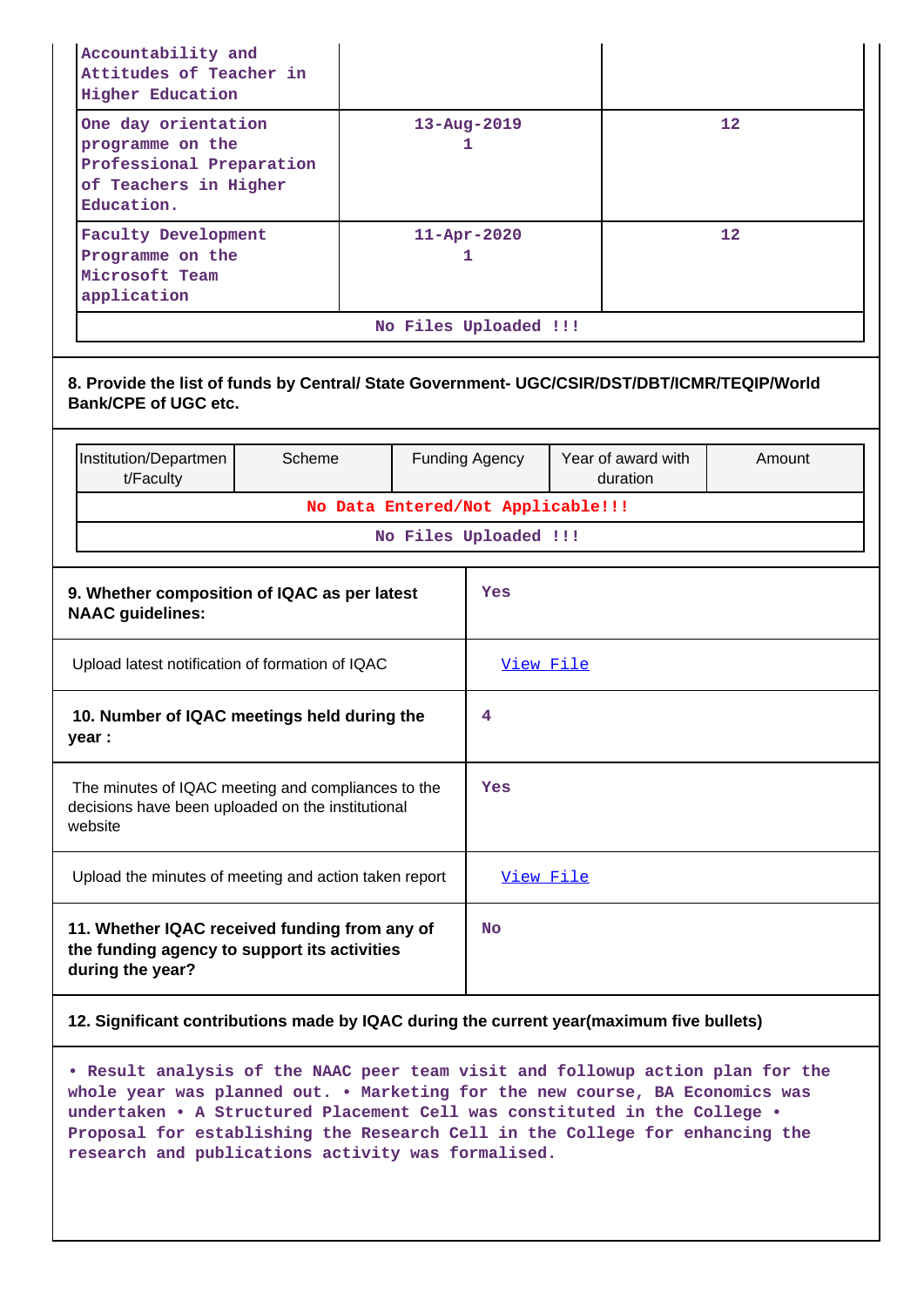| | | |
|---|---|---|
| Accountability and Attitudes of Teacher in Higher Education | | |
| One day orientation programme on the Professional Preparation of Teachers in Higher Education. | 13-Aug-2019 1 | 12 |
| Faculty Development Programme on the Microsoft Team application | 11-Apr-2020 1 | 12 |
| No Files Uploaded !!! | | |

**8. Provide the list of funds by Central/ State Government- UGC/CSIR/DST/DBT/ICMR/TEQIP/World Bank/CPE of UGC etc.**

| Institution/Department/Faculty | Scheme | Funding Agency | Year of award with duration | Amount |
|---|---|---|---|---|
| No Data Entered/Not Applicable!!! | | | | |
| No Files Uploaded !!! | | | | |

| | |
|---|---|
| **9. Whether composition of IQAC as per latest NAAC guidelines:** | Yes |
| Upload latest notification of formation of IQAC | View File |
| **10. Number of IQAC meetings held during the year :** | 4 |
| The minutes of IQAC meeting and compliances to the decisions have been uploaded on the institutional website | Yes |
| Upload the minutes of meeting and action taken report | View File |
| **11. Whether IQAC received funding from any of the funding agency to support its activities during the year?** | No |

**12. Significant contributions made by IQAC during the current year(maximum five bullets)**

• Result analysis of the NAAC peer team visit and followup action plan for the whole year was planned out. • Marketing for the new course, BA Economics was undertaken • A Structured Placement Cell was constituted in the College • Proposal for establishing the Research Cell in the College for enhancing the research and publications activity was formalised.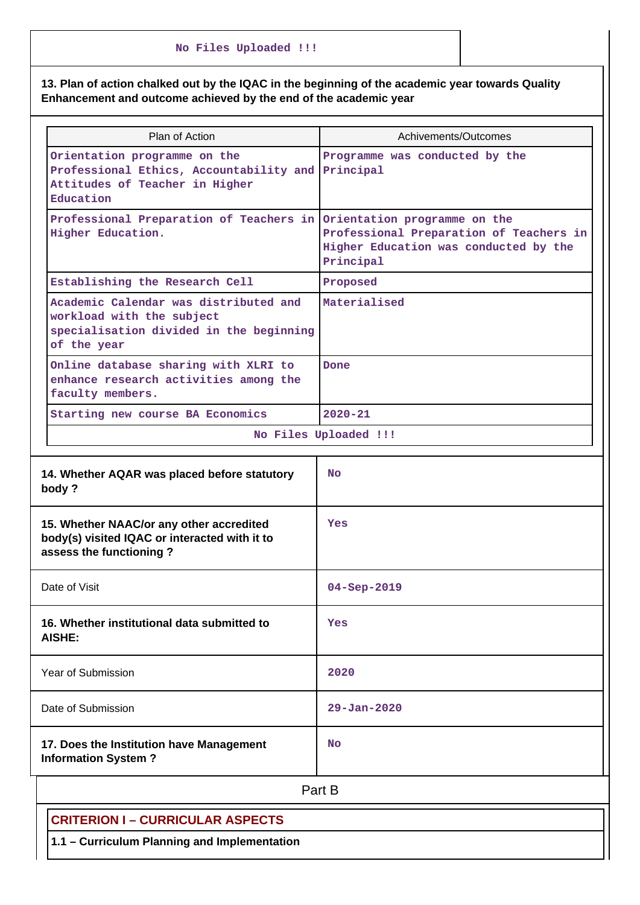No Files Uploaded !!!

**13. Plan of action chalked out by the IQAC in the beginning of the academic year towards Quality Enhancement and outcome achieved by the end of the academic year**

| Plan of Action | Achivements/Outcomes |
|---|---|
| Orientation programme on the Professional Ethics, Accountability and Attitudes of Teacher in Higher Education | Programme was conducted by the Principal |
| Professional Preparation of Teachers in Higher Education. | Orientation programme on the Professional Preparation of Teachers in Higher Education was conducted by the Principal |
| Establishing the Research Cell | Proposed |
| Academic Calendar was distributed and workload with the subject specialisation divided in the beginning of the year | Materialised |
| Online database sharing with XLRI to enhance research activities among the faculty members. | Done |
| Starting new course BA Economics | 2020-21 |

No Files Uploaded !!!

| | |
|---|---|
| **14. Whether AQAR was placed before statutory body ?** | No |
| **15. Whether NAAC/or any other accredited body(s) visited IQAC or interacted with it to assess the functioning ?** | Yes |
| Date of Visit | 04-Sep-2019 |
| **16. Whether institutional data submitted to AISHE:** | Yes |
| Year of Submission | 2020 |
| Date of Submission | 29-Jan-2020 |
| **17. Does the Institution have Management Information System ?** | No |

## Part B

### CRITERION I – CURRICULAR ASPECTS

**1.1 – Curriculum Planning and Implementation**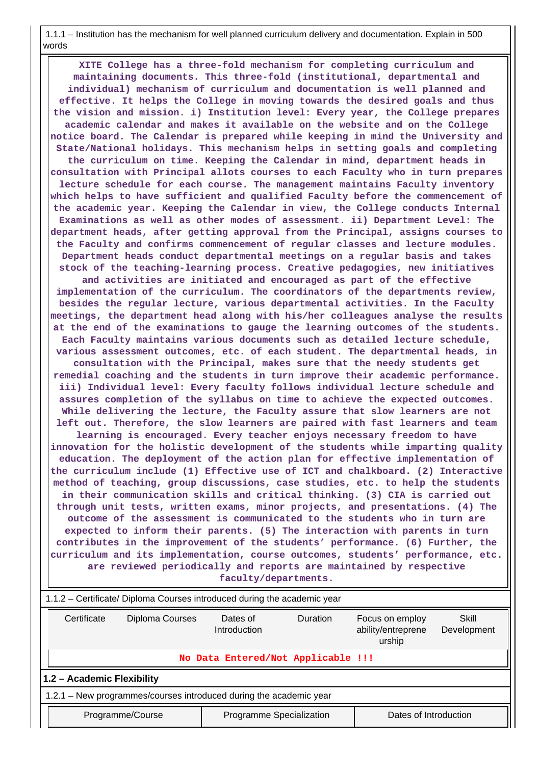1.1.1 – Institution has the mechanism for well planned curriculum delivery and documentation. Explain in 500 words

XITE College has a three-fold mechanism for completing curriculum and maintaining documents. This three-fold (institutional, departmental and individual) mechanism of curriculum and documentation is well planned and effective. It helps the College in moving towards the desired goals and thus the vision and mission. i) Institution level: Every year, the College prepares academic calendar and makes it available on the website and on the College notice board. The Calendar is prepared while keeping in mind the University and State/National holidays. This mechanism helps in setting goals and completing the curriculum on time. Keeping the Calendar in mind, department heads in consultation with Principal allots courses to each Faculty who in turn prepares lecture schedule for each course. The management maintains Faculty inventory which helps to have sufficient and qualified Faculty before the commencement of the academic year. Keeping the Calendar in view, the College conducts Internal Examinations as well as other modes of assessment. ii) Department Level: The department heads, after getting approval from the Principal, assigns courses to the Faculty and confirms commencement of regular classes and lecture modules. Department heads conduct departmental meetings on a regular basis and takes stock of the teaching-learning process. Creative pedagogies, new initiatives and activities are initiated and encouraged as part of the effective implementation of the curriculum. The coordinators of the departments review, besides the regular lecture, various departmental activities. In the Faculty meetings, the department head along with his/her colleagues analyse the results at the end of the examinations to gauge the learning outcomes of the students. Each Faculty maintains various documents such as detailed lecture schedule, various assessment outcomes, etc. of each student. The departmental heads, in consultation with the Principal, makes sure that the needy students get remedial coaching and the students in turn improve their academic performance. iii) Individual level: Every faculty follows individual lecture schedule and assures completion of the syllabus on time to achieve the expected outcomes. While delivering the lecture, the Faculty assure that slow learners are not left out. Therefore, the slow learners are paired with fast learners and team learning is encouraged. Every teacher enjoys necessary freedom to have innovation for the holistic development of the students while imparting quality education. The deployment of the action plan for effective implementation of the curriculum include (1) Effective use of ICT and chalkboard. (2) Interactive method of teaching, group discussions, case studies, etc. to help the students in their communication skills and critical thinking. (3) CIA is carried out through unit tests, written exams, minor projects, and presentations. (4) The outcome of the assessment is communicated to the students who in turn are expected to inform their parents. (5) The interaction with parents in turn contributes in the improvement of the students' performance. (6) Further, the curriculum and its implementation, course outcomes, students' performance, etc. are reviewed periodically and reports are maintained by respective faculty/departments.

1.1.2 – Certificate/ Diploma Courses introduced during the academic year

| Certificate | Diploma Courses | Dates of Introduction | Duration | Focus on employ ability/entreprene urship | Skill Development |
|---|---|---|---|---|---|
| No Data Entered/Not Applicable !!! | | | | | |

**1.2 – Academic Flexibility**

1.2.1 – New programmes/courses introduced during the academic year

| Programme/Course | Programme Specialization | Dates of Introduction |
|---|---|---|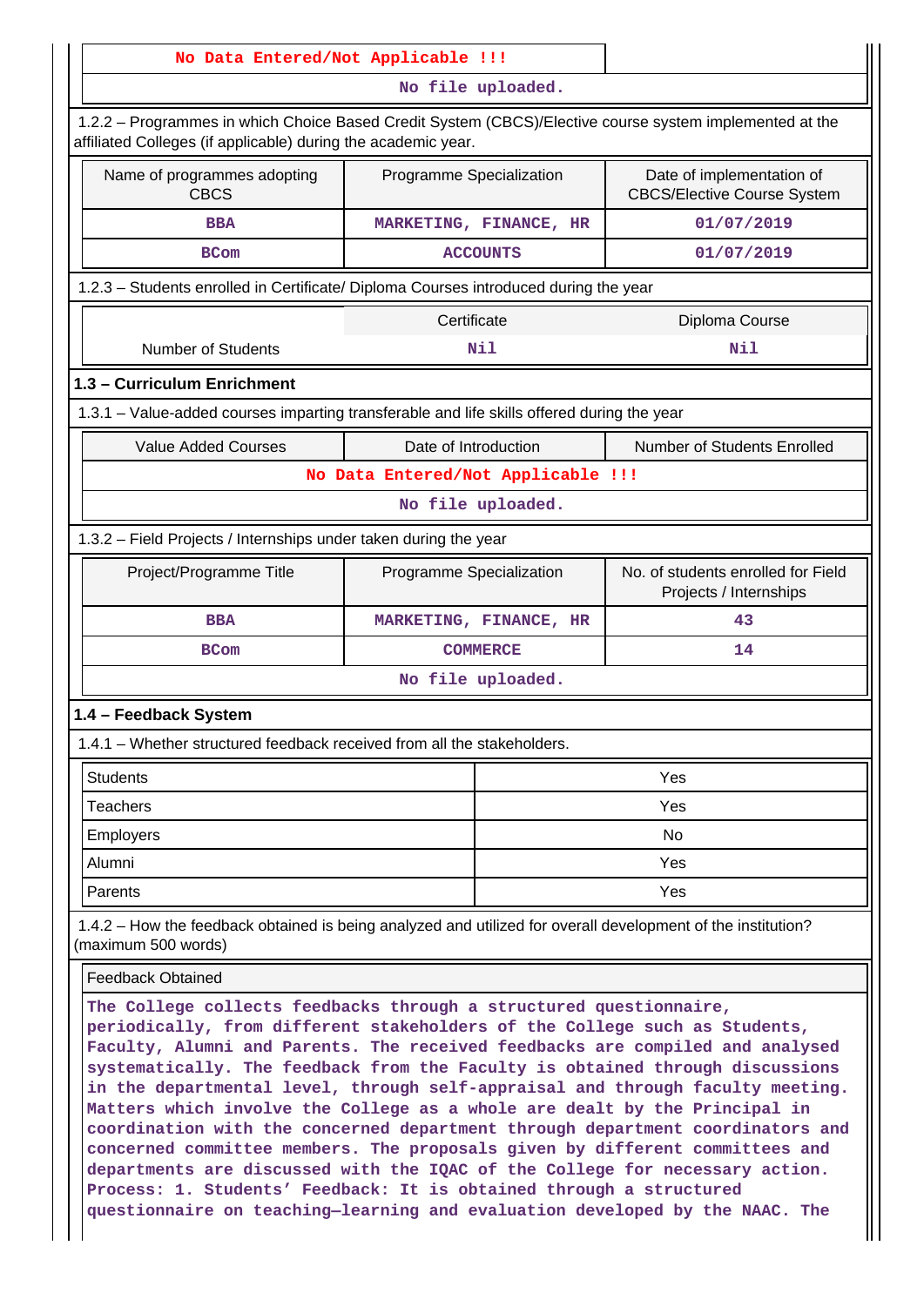| No Data Entered/Not Applicable !!! | |
|---|---|
| No file uploaded. | |

1.2.2 – Programmes in which Choice Based Credit System (CBCS)/Elective course system implemented at the affiliated Colleges (if applicable) during the academic year.

| Name of programmes adopting CBCS | Programme Specialization | Date of implementation of CBCS/Elective Course System |
|---|---|---|
| BBA | MARKETING, FINANCE, HR | 01/07/2019 |
| BCom | ACCOUNTS | 01/07/2019 |

1.2.3 – Students enrolled in Certificate/ Diploma Courses introduced during the year

| | Certificate | Diploma Course |
|---|---|---|
| Number of Students | Nil | Nil |

## 1.3 – Curriculum Enrichment

1.3.1 – Value-added courses imparting transferable and life skills offered during the year

| Value Added Courses | Date of Introduction | Number of Students Enrolled |
|---|---|---|
| No Data Entered/Not Applicable !!! | | |
| No file uploaded. | | |

1.3.2 – Field Projects / Internships under taken during the year

| Project/Programme Title | Programme Specialization | No. of students enrolled for Field Projects / Internships |
|---|---|---|
| BBA | MARKETING, FINANCE, HR | 43 |
| BCom | COMMERCE | 14 |
| No file uploaded. | | |

## 1.4 – Feedback System

1.4.1 – Whether structured feedback received from all the stakeholders.

| Students | Yes |
|---|---|
| Teachers | Yes |
| Employers | No |
| Alumni | Yes |
| Parents | Yes |

1.4.2 – How the feedback obtained is being analyzed and utilized for overall development of the institution? (maximum 500 words)

| Feedback Obtained |
|---|
| The College collects feedbacks through a structured questionnaire, periodically, from different stakeholders of the College such as Students, Faculty, Alumni and Parents. The received feedbacks are compiled and analysed systematically. The feedback from the Faculty is obtained through discussions in the departmental level, through self-appraisal and through faculty meeting. Matters which involve the College as a whole are dealt by the Principal in coordination with the concerned department through department coordinators and concerned committee members. The proposals given by different committees and departments are discussed with the IQAC of the College for necessary action. Process: 1. Students' Feedback: It is obtained through a structured questionnaire on teaching–learning and evaluation developed by the NAAC. The |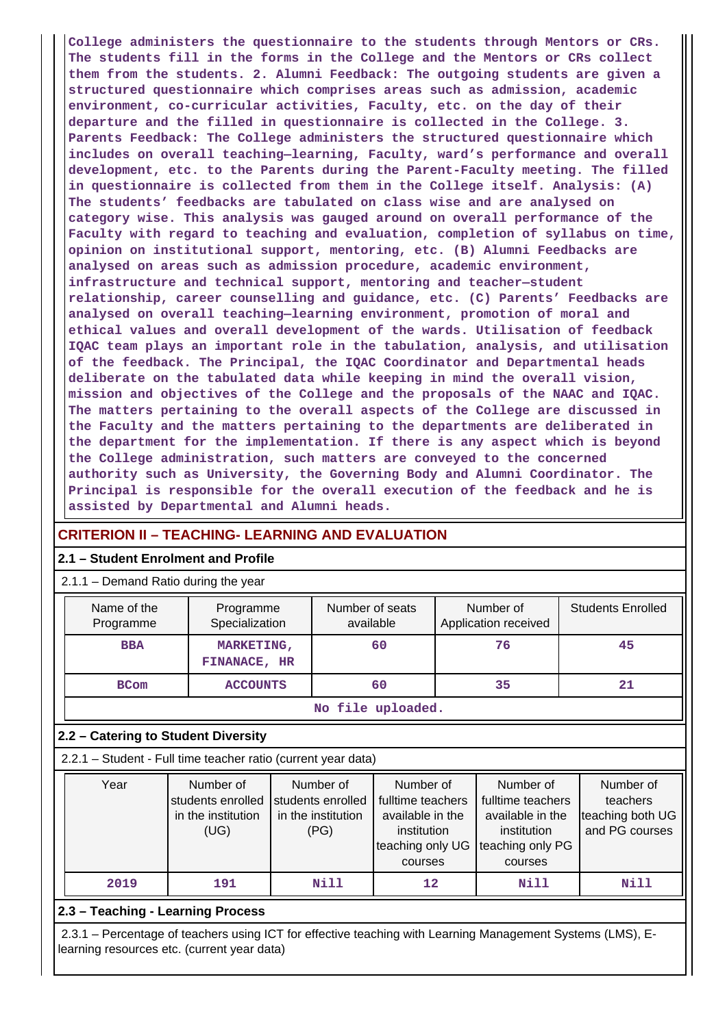**College administers the questionnaire to the students through Mentors or CRs. The students fill in the forms in the College and the Mentors or CRs collect them from the students. 2. Alumni Feedback: The outgoing students are given a structured questionnaire which comprises areas such as admission, academic environment, co-curricular activities, Faculty, etc. on the day of their departure and the filled in questionnaire is collected in the College. 3. Parents Feedback: The College administers the structured questionnaire which includes on overall teaching—learning, Faculty, ward's performance and overall development, etc. to the Parents during the Parent-Faculty meeting. The filled in questionnaire is collected from them in the College itself. Analysis: (A) The students' feedbacks are tabulated on class wise and are analysed on category wise. This analysis was gauged around on overall performance of the Faculty with regard to teaching and evaluation, completion of syllabus on time, opinion on institutional support, mentoring, etc. (B) Alumni Feedbacks are analysed on areas such as admission procedure, academic environment, infrastructure and technical support, mentoring and teacher—student relationship, career counselling and guidance, etc. (C) Parents' Feedbacks are analysed on overall teaching—learning environment, promotion of moral and ethical values and overall development of the wards. Utilisation of feedback IQAC team plays an important role in the tabulation, analysis, and utilisation of the feedback. The Principal, the IQAC Coordinator and Departmental heads deliberate on the tabulated data while keeping in mind the overall vision, mission and objectives of the College and the proposals of the NAAC and IQAC. The matters pertaining to the overall aspects of the College are discussed in the Faculty and the matters pertaining to the departments are deliberated in the department for the implementation. If there is any aspect which is beyond the College administration, such matters are conveyed to the concerned authority such as University, the Governing Body and Alumni Coordinator. The Principal is responsible for the overall execution of the feedback and he is assisted by Departmental and Alumni heads.**

## CRITERION II – TEACHING- LEARNING AND EVALUATION

### 2.1 – Student Enrolment and Profile

2.1.1 – Demand Ratio during the year

| Name of the Programme | Programme Specialization | Number of seats available | Number of Application received | Students Enrolled |
|---|---|---|---|---|
| BBA | MARKETING, FINANACE, HR | 60 | 76 | 45 |
| BCom | ACCOUNTS | 60 | 35 | 21 |
| No file uploaded. | | | | |

### 2.2 – Catering to Student Diversity

2.2.1 – Student - Full time teacher ratio (current year data)

| Year | Number of students enrolled in the institution (UG) | Number of students enrolled in the institution (PG) | Number of fulltime teachers available in the institution teaching only UG courses | Number of fulltime teachers available in the institution teaching only PG courses | Number of teachers teaching both UG and PG courses |
|---|---|---|---|---|---|
| 2019 | 191 | Nill | 12 | Nill | Nill |

### 2.3 – Teaching - Learning Process

2.3.1 – Percentage of teachers using ICT for effective teaching with Learning Management Systems (LMS), E-learning resources etc. (current year data)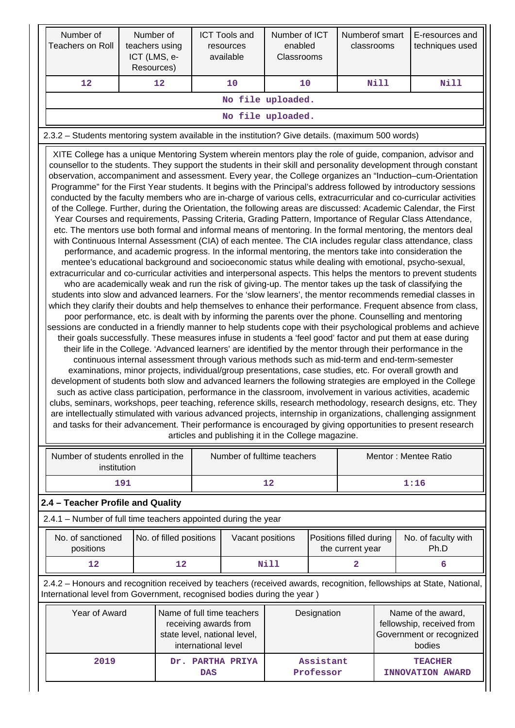| Number of Teachers on Roll | Number of teachers using ICT (LMS, e-Resources) | ICT Tools and resources available | Number of ICT enabled Classrooms | Numberof smart classrooms | E-resources and techniques used |
|---|---|---|---|---|---|
| 12 | 12 | 10 | 10 | Nill | Nill |
| No file uploaded. | | | | | |
| No file uploaded. | | | | | |

2.3.2 – Students mentoring system available in the institution? Give details. (maximum 500 words)

XITE College has a unique Mentoring System wherein mentors play the role of guide, companion, advisor and counsellor to the students. They support the students in their skill and personality development through constant observation, accompaniment and assessment. Every year, the College organizes an "Induction–cum-Orientation Programme" for the First Year students. It begins with the Principal's address followed by introductory sessions conducted by the faculty members who are in-charge of various cells, extracurricular and co-curricular activities of the College. Further, during the Orientation, the following areas are discussed: Academic Calendar, the First Year Courses and requirements, Passing Criteria, Grading Pattern, Importance of Regular Class Attendance, etc. The mentors use both formal and informal means of mentoring. In the formal mentoring, the mentors deal with Continuous Internal Assessment (CIA) of each mentee. The CIA includes regular class attendance, class performance, and academic progress. In the informal mentoring, the mentors take into consideration the mentee's educational background and socioeconomic status while dealing with emotional, psycho-sexual, extracurricular and co-curricular activities and interpersonal aspects. This helps the mentors to prevent students who are academically weak and run the risk of giving-up. The mentor takes up the task of classifying the students into slow and advanced learners. For the 'slow learners', the mentor recommends remedial classes in which they clarify their doubts and help themselves to enhance their performance. Frequent absence from class, poor performance, etc. is dealt with by informing the parents over the phone. Counselling and mentoring sessions are conducted in a friendly manner to help students cope with their psychological problems and achieve their goals successfully. These measures infuse in students a 'feel good' factor and put them at ease during their life in the College. 'Advanced learners' are identified by the mentor through their performance in the continuous internal assessment through various methods such as mid-term and end-term-semester examinations, minor projects, individual/group presentations, case studies, etc. For overall growth and development of students both slow and advanced learners the following strategies are employed in the College such as active class participation, performance in the classroom, involvement in various activities, academic clubs, seminars, workshops, peer teaching, reference skills, research methodology, research designs, etc. They are intellectually stimulated with various advanced projects, internship in organizations, challenging assignment and tasks for their advancement. Their performance is encouraged by giving opportunities to present research articles and publishing it in the College magazine.

| Number of students enrolled in the institution | Number of fulltime teachers | Mentor : Mentee Ratio |
|---|---|---|
| 191 | 12 | 1:16 |

## 2.4 – Teacher Profile and Quality

2.4.1 – Number of full time teachers appointed during the year

| No. of sanctioned positions | No. of filled positions | Vacant positions | Positions filled during the current year | No. of faculty with Ph.D |
|---|---|---|---|---|
| 12 | 12 | Nill | 2 | 6 |

2.4.2 – Honours and recognition received by teachers (received awards, recognition, fellowships at State, National, International level from Government, recognised bodies during the year )

| Year of Award | Name of full time teachers receiving awards from state level, national level, international level | Designation | Name of the award, fellowship, received from Government or recognized bodies |
|---|---|---|---|
| 2019 | Dr. PARTHA PRIYA DAS | Assistant Professor | TEACHER INNOVATION AWARD |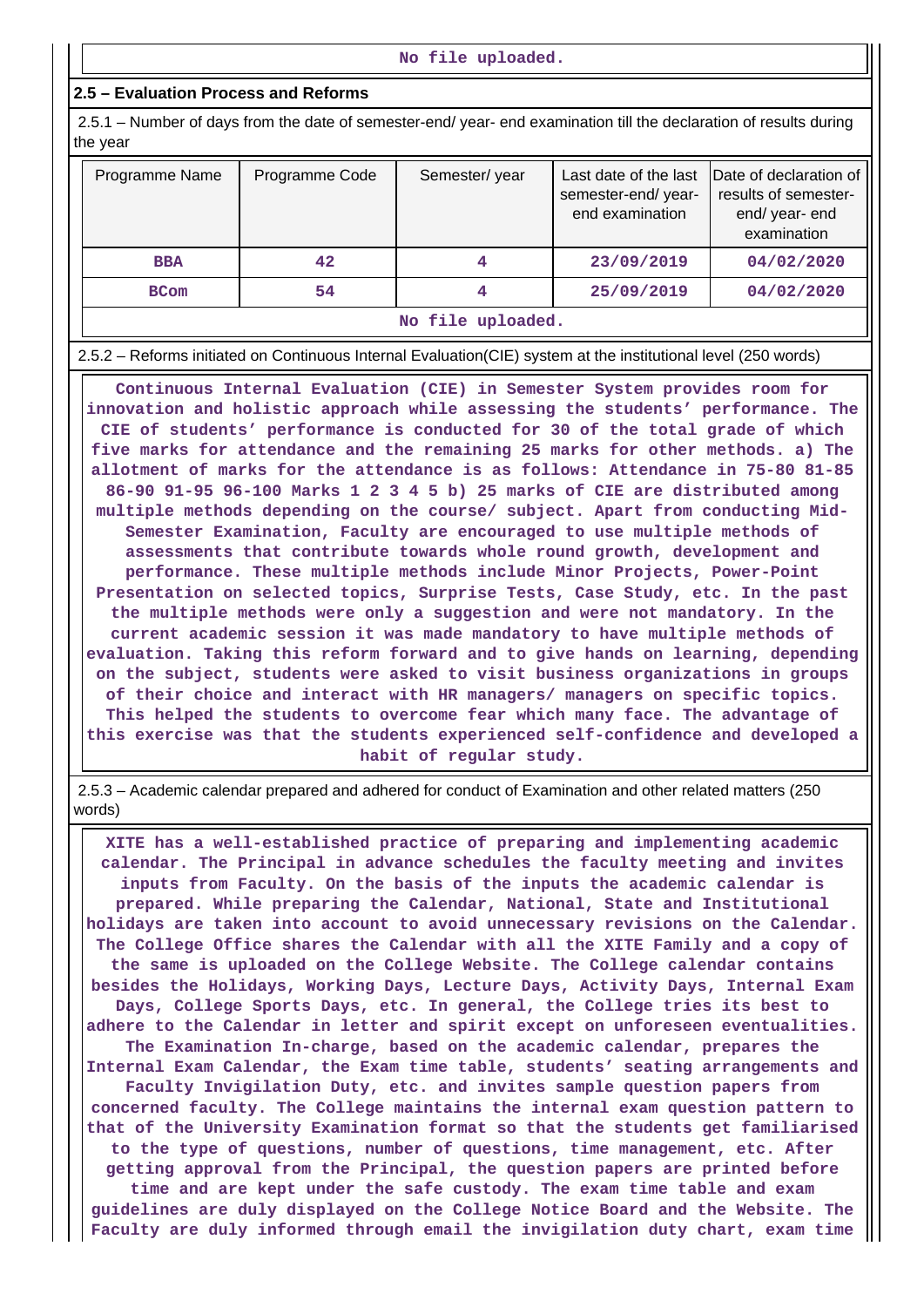No file uploaded.

### 2.5 – Evaluation Process and Reforms

2.5.1 – Number of days from the date of semester-end/ year- end examination till the declaration of results during the year

| Programme Name | Programme Code | Semester/ year | Last date of the last semester-end/ year- end examination | Date of declaration of results of semester-end/ year- end examination |
|---|---|---|---|---|
| BBA | 42 | 4 | 23/09/2019 | 04/02/2020 |
| BCom | 54 | 4 | 25/09/2019 | 04/02/2020 |

No file uploaded.

2.5.2 – Reforms initiated on Continuous Internal Evaluation(CIE) system at the institutional level (250 words)

Continuous Internal Evaluation (CIE) in Semester System provides room for innovation and holistic approach while assessing the students' performance. The CIE of students' performance is conducted for 30 of the total grade of which five marks for attendance and the remaining 25 marks for other methods. a) The allotment of marks for the attendance is as follows: Attendance in 75-80 81-85 86-90 91-95 96-100 Marks 1 2 3 4 5 b) 25 marks of CIE are distributed among multiple methods depending on the course/ subject. Apart from conducting Mid-Semester Examination, Faculty are encouraged to use multiple methods of assessments that contribute towards whole round growth, development and performance. These multiple methods include Minor Projects, Power-Point Presentation on selected topics, Surprise Tests, Case Study, etc. In the past the multiple methods were only a suggestion and were not mandatory. In the current academic session it was made mandatory to have multiple methods of evaluation. Taking this reform forward and to give hands on learning, depending on the subject, students were asked to visit business organizations in groups of their choice and interact with HR managers/ managers on specific topics. This helped the students to overcome fear which many face. The advantage of this exercise was that the students experienced self-confidence and developed a habit of regular study.

2.5.3 – Academic calendar prepared and adhered for conduct of Examination and other related matters (250 words)

XITE has a well-established practice of preparing and implementing academic calendar. The Principal in advance schedules the faculty meeting and invites inputs from Faculty. On the basis of the inputs the academic calendar is prepared. While preparing the Calendar, National, State and Institutional holidays are taken into account to avoid unnecessary revisions on the Calendar. The College Office shares the Calendar with all the XITE Family and a copy of the same is uploaded on the College Website. The College calendar contains besides the Holidays, Working Days, Lecture Days, Activity Days, Internal Exam Days, College Sports Days, etc. In general, the College tries its best to adhere to the Calendar in letter and spirit except on unforeseen eventualities. The Examination In-charge, based on the academic calendar, prepares the Internal Exam Calendar, the Exam time table, students' seating arrangements and Faculty Invigilation Duty, etc. and invites sample question papers from concerned faculty. The College maintains the internal exam question pattern to that of the University Examination format so that the students get familiarised to the type of questions, number of questions, time management, etc. After getting approval from the Principal, the question papers are printed before time and are kept under the safe custody. The exam time table and exam guidelines are duly displayed on the College Notice Board and the Website. The Faculty are duly informed through email the invigilation duty chart, exam time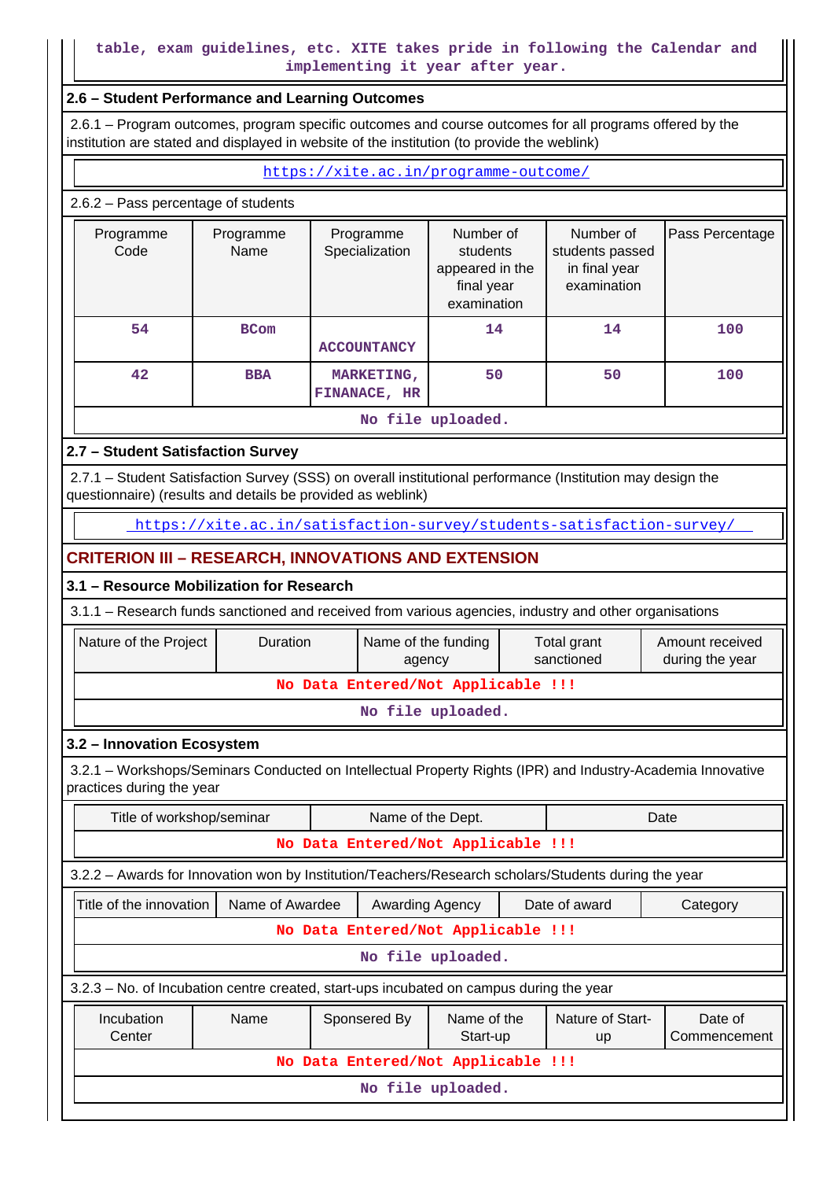table, exam guidelines, etc. XITE takes pride in following the Calendar and implementing it year after year.

### 2.6 – Student Performance and Learning Outcomes

2.6.1 – Program outcomes, program specific outcomes and course outcomes for all programs offered by the institution are stated and displayed in website of the institution (to provide the weblink)

https://xite.ac.in/programme-outcome/

2.6.2 – Pass percentage of students

| Programme Code | Programme Name | Programme Specialization | Number of students appeared in the final year examination | Number of students passed in final year examination | Pass Percentage |
|---|---|---|---|---|---|
| 54 | BCom | ACCOUNTANCY | 14 | 14 | 100 |
| 42 | BBA | MARKETING, FINANACE, HR | 50 | 50 | 100 |
| No file uploaded. | | | | | |

### 2.7 – Student Satisfaction Survey

2.7.1 – Student Satisfaction Survey (SSS) on overall institutional performance (Institution may design the questionnaire) (results and details be provided as weblink)

https://xite.ac.in/satisfaction-survey/students-satisfaction-survey/

## CRITERION III – RESEARCH, INNOVATIONS AND EXTENSION

### 3.1 – Resource Mobilization for Research

3.1.1 – Research funds sanctioned and received from various agencies, industry and other organisations

| Nature of the Project | Duration | Name of the funding agency | Total grant sanctioned | Amount received during the year |
|---|---|---|---|---|
| No Data Entered/Not Applicable !!! | | | | |
| No file uploaded. | | | | |

### 3.2 – Innovation Ecosystem

3.2.1 – Workshops/Seminars Conducted on Intellectual Property Rights (IPR) and Industry-Academia Innovative practices during the year

| Title of workshop/seminar | Name of the Dept. | Date |
|---|---|---|
| No Data Entered/Not Applicable !!! | | |

3.2.2 – Awards for Innovation won by Institution/Teachers/Research scholars/Students during the year

| Title of the innovation | Name of Awardee | Awarding Agency | Date of award | Category |
|---|---|---|---|---|
| No Data Entered/Not Applicable !!! | | | | |
| No file uploaded. | | | | |

3.2.3 – No. of Incubation centre created, start-ups incubated on campus during the year

| Incubation Center | Name | Sponsered By | Name of the Start-up | Nature of Start-up | Date of Commencement |
|---|---|---|---|---|---|
| No Data Entered/Not Applicable !!! | | | | | |
| No file uploaded. | | | | | |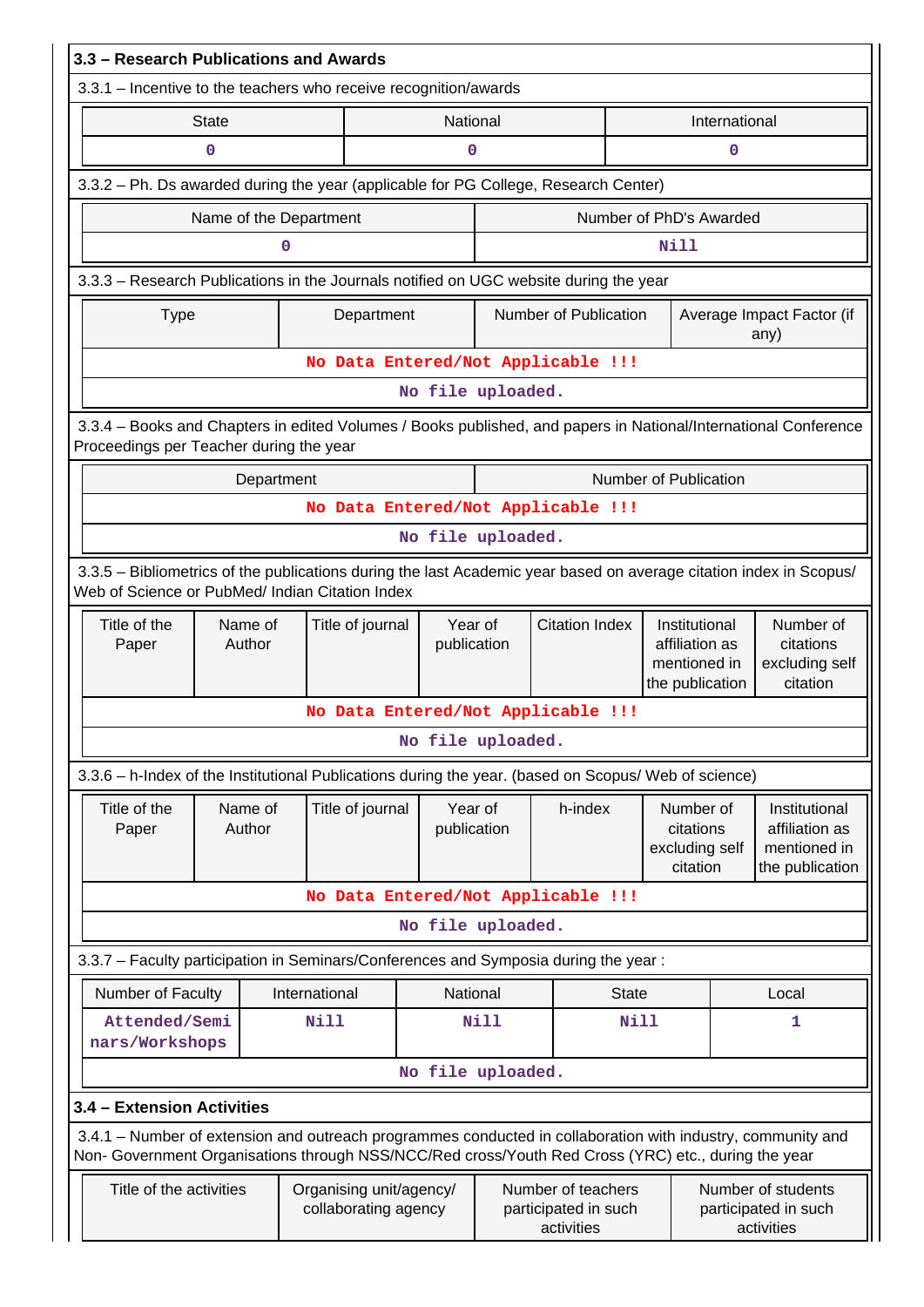## 3.3 – Research Publications and Awards

3.3.1 – Incentive to the teachers who receive recognition/awards

| State | National | International |
|---|---|---|
| 0 | 0 | 0 |

3.3.2 – Ph. Ds awarded during the year (applicable for PG College, Research Center)

| Name of the Department | Number of PhD's Awarded |
|---|---|
| 0 | Nill |

3.3.3 – Research Publications in the Journals notified on UGC website during the year

| Type | Department | Number of Publication | Average Impact Factor (if any) |
|---|---|---|---|
| No Data Entered/Not Applicable !!! | | | |
| No file uploaded. | | | |

3.3.4 – Books and Chapters in edited Volumes / Books published, and papers in National/International Conference Proceedings per Teacher during the year

| Department | Number of Publication |
|---|---|
| No Data Entered/Not Applicable !!! | |
| No file uploaded. | |

3.3.5 – Bibliometrics of the publications during the last Academic year based on average citation index in Scopus/ Web of Science or PubMed/ Indian Citation Index

| Title of the Paper | Name of Author | Title of journal | Year of publication | Citation Index | Institutional affiliation as mentioned in the publication | Number of citations excluding self citation |
|---|---|---|---|---|---|---|
| No Data Entered/Not Applicable !!! | | | | | | |
| No file uploaded. | | | | | | |

3.3.6 – h-Index of the Institutional Publications during the year. (based on Scopus/ Web of science)

| Title of the Paper | Name of Author | Title of journal | Year of publication | h-index | Number of citations excluding self citation | Institutional affiliation as mentioned in the publication |
|---|---|---|---|---|---|---|
| No Data Entered/Not Applicable !!! | | | | | | |
| No file uploaded. | | | | | | |

3.3.7 – Faculty participation in Seminars/Conferences and Symposia during the year :

| Number of Faculty | International | National | State | Local |
|---|---|---|---|---|
| Attended/Seminars/Workshops | Nill | Nill | Nill | 1 |
| No file uploaded. | | | | |

## 3.4 – Extension Activities

3.4.1 – Number of extension and outreach programmes conducted in collaboration with industry, community and Non- Government Organisations through NSS/NCC/Red cross/Youth Red Cross (YRC) etc., during the year

| Title of the activities | Organising unit/agency/ collaborating agency | Number of teachers participated in such activities | Number of students participated in such activities |
|---|---|---|---|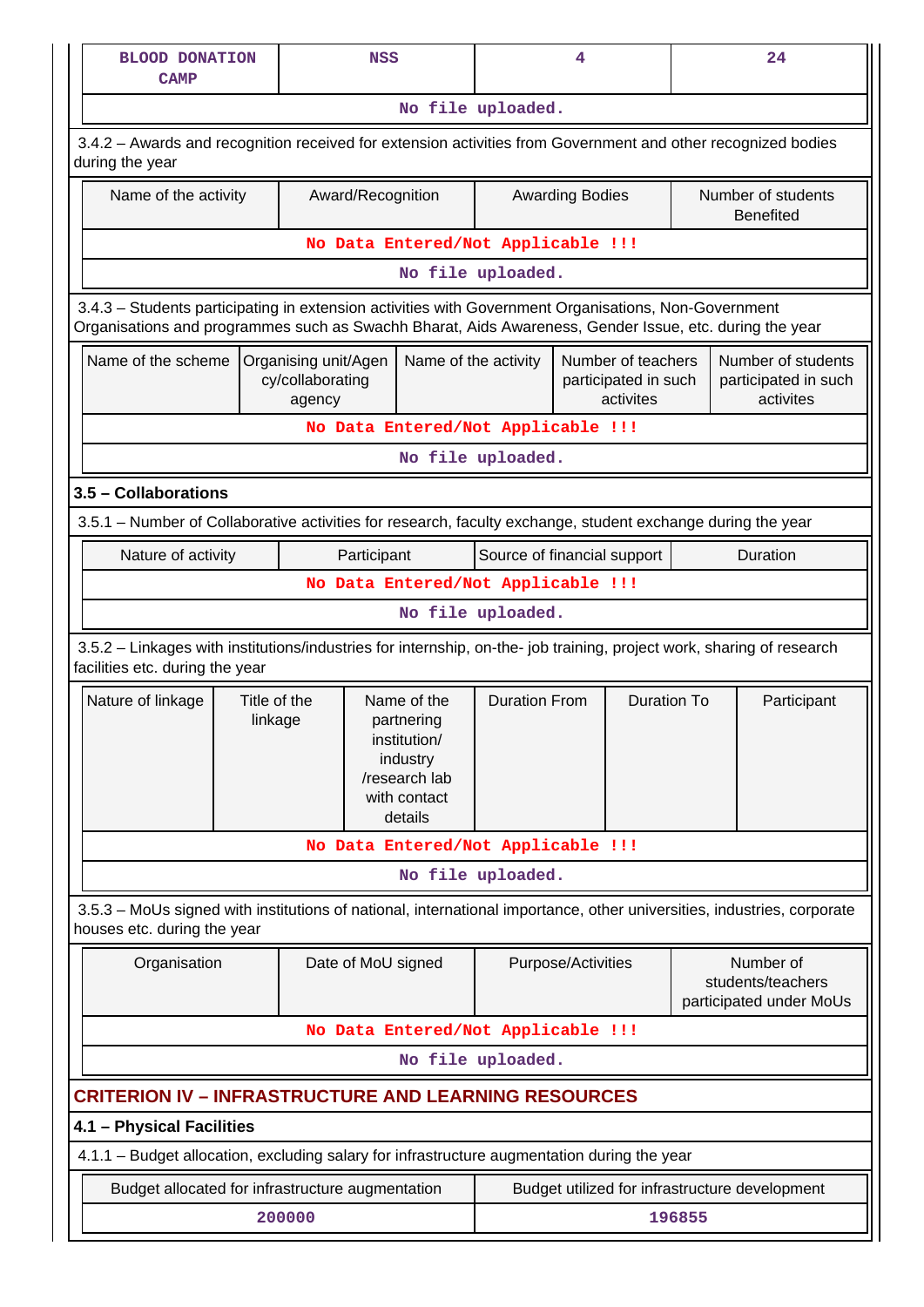| BLOOD DONATION CAMP | NSS | 4 | 24 |
|---|---|---|---|
| No file uploaded. | | | |

3.4.2 – Awards and recognition received for extension activities from Government and other recognized bodies during the year

| Name of the activity | Award/Recognition | Awarding Bodies | Number of students Benefited |
|---|---|---|---|
| No Data Entered/Not Applicable !!! | | | |
| No file uploaded. | | | |

3.4.3 – Students participating in extension activities with Government Organisations, Non-Government Organisations and programmes such as Swachh Bharat, Aids Awareness, Gender Issue, etc. during the year

| Name of the scheme | Organising unit/Agency/collaborating agency | Name of the activity | Number of teachers participated in such activites | Number of students participated in such activites |
|---|---|---|---|---|
| No Data Entered/Not Applicable !!! | | | | |
| No file uploaded. | | | | |

### 3.5 – Collaborations

3.5.1 – Number of Collaborative activities for research, faculty exchange, student exchange during the year

| Nature of activity | Participant | Source of financial support | Duration |
|---|---|---|---|
| No Data Entered/Not Applicable !!! | | | |
| No file uploaded. | | | |

3.5.2 – Linkages with institutions/industries for internship, on-the- job training, project work, sharing of research facilities etc. during the year

| Nature of linkage | Title of the linkage | Name of the partnering institution/ industry /research lab with contact details | Duration From | Duration To | Participant |
|---|---|---|---|---|---|
| No Data Entered/Not Applicable !!! | | | | | |
| No file uploaded. | | | | | |

3.5.3 – MoUs signed with institutions of national, international importance, other universities, industries, corporate houses etc. during the year

| Organisation | Date of MoU signed | Purpose/Activities | Number of students/teachers participated under MoUs |
|---|---|---|---|
| No Data Entered/Not Applicable !!! | | | |
| No file uploaded. | | | |

## CRITERION IV – INFRASTRUCTURE AND LEARNING RESOURCES

### 4.1 – Physical Facilities

4.1.1 – Budget allocation, excluding salary for infrastructure augmentation during the year

| Budget allocated for infrastructure augmentation | Budget utilized for infrastructure development |
|---|---|
| 200000 | 196855 |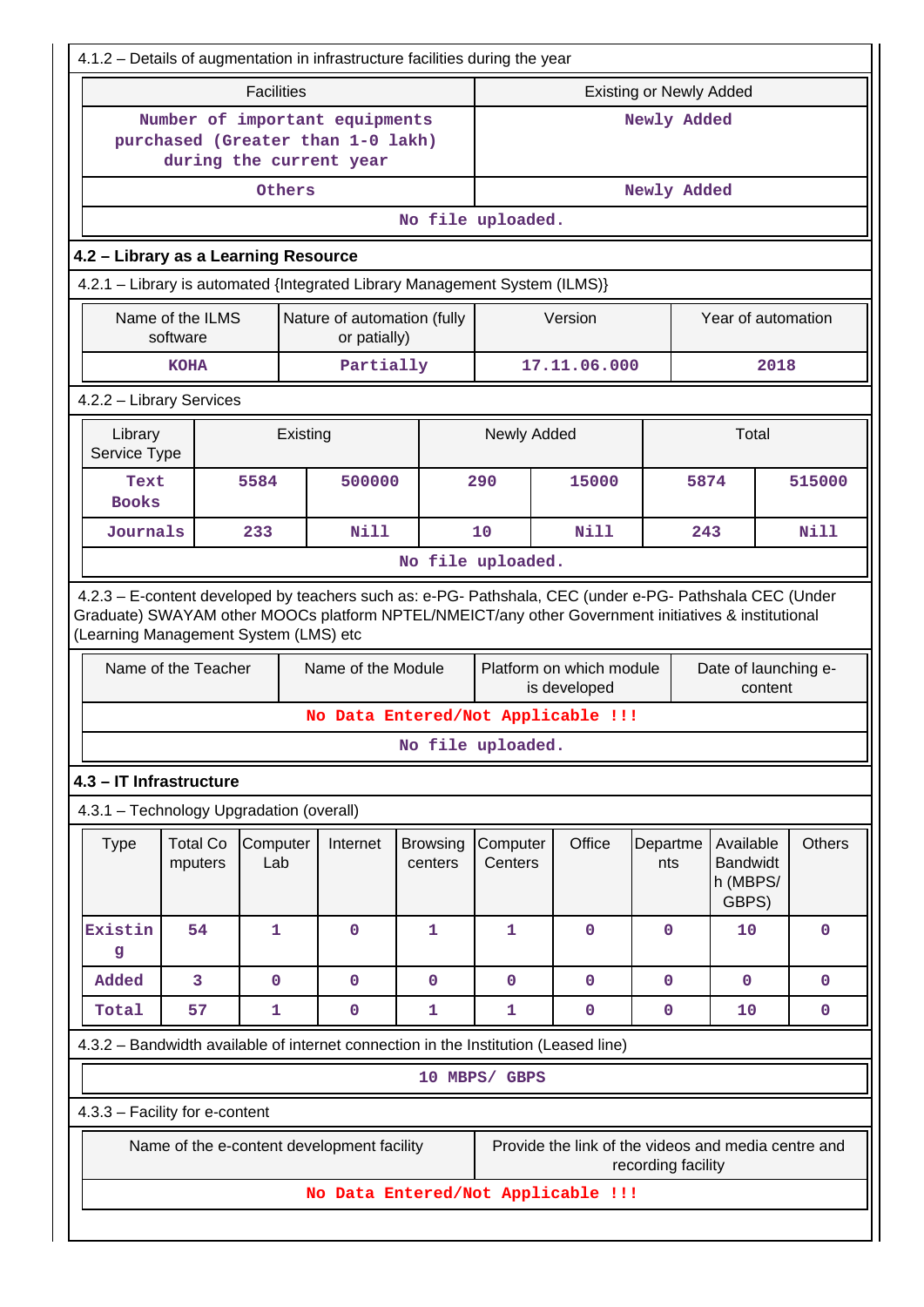4.1.2 – Details of augmentation in infrastructure facilities during the year

| Facilities | Existing or Newly Added |
| --- | --- |
| Number of important equipments purchased (Greater than 1-0 lakh) during the current year | Newly Added |
| Others | Newly Added |
| No file uploaded. | |

## 4.2 – Library as a Learning Resource

4.2.1 – Library is automated {Integrated Library Management System (ILMS)}

| Name of the ILMS software | Nature of automation (fully or patially) | Version | Year of automation |
| --- | --- | --- | --- |
| KOHA | Partially | 17.11.06.000 | 2018 |

4.2.2 – Library Services

| Library Service Type | Existing | | Newly Added | | Total | |
| --- | --- | --- | --- | --- | --- | --- |
| Text Books | 5584 | 500000 | 290 | 15000 | 5874 | 515000 |
| Journals | 233 | Nill | 10 | Nill | 243 | Nill |
| No file uploaded. | | | | | | |

4.2.3 – E-content developed by teachers such as: e-PG- Pathshala, CEC (under e-PG- Pathshala CEC (Under Graduate) SWAYAM other MOOCs platform NPTEL/NMEICT/any other Government initiatives & institutional (Learning Management System (LMS) etc

| Name of the Teacher | Name of the Module | Platform on which module is developed | Date of launching e-content |
| --- | --- | --- | --- |
| No Data Entered/Not Applicable !!! | | | |
| No file uploaded. | | | |

## 4.3 – IT Infrastructure

4.3.1 – Technology Upgradation (overall)

| Type | Total Computers | Computer Lab | Internet | Browsing centers | Computer Centers | Office | Departments | Available Bandwidth (MBPS/ GBPS) | Others |
| --- | --- | --- | --- | --- | --- | --- | --- | --- | --- |
| Existing | 54 | 1 | 0 | 1 | 1 | 0 | 0 | 10 | 0 |
| Added | 3 | 0 | 0 | 0 | 0 | 0 | 0 | 0 | 0 |
| Total | 57 | 1 | 0 | 1 | 1 | 0 | 0 | 10 | 0 |

4.3.2 – Bandwidth available of internet connection in the Institution (Leased line)

10 MBPS/ GBPS

4.3.3 – Facility for e-content

| Name of the e-content development facility | Provide the link of the videos and media centre and recording facility |
| --- | --- |
| No Data Entered/Not Applicable !!! | |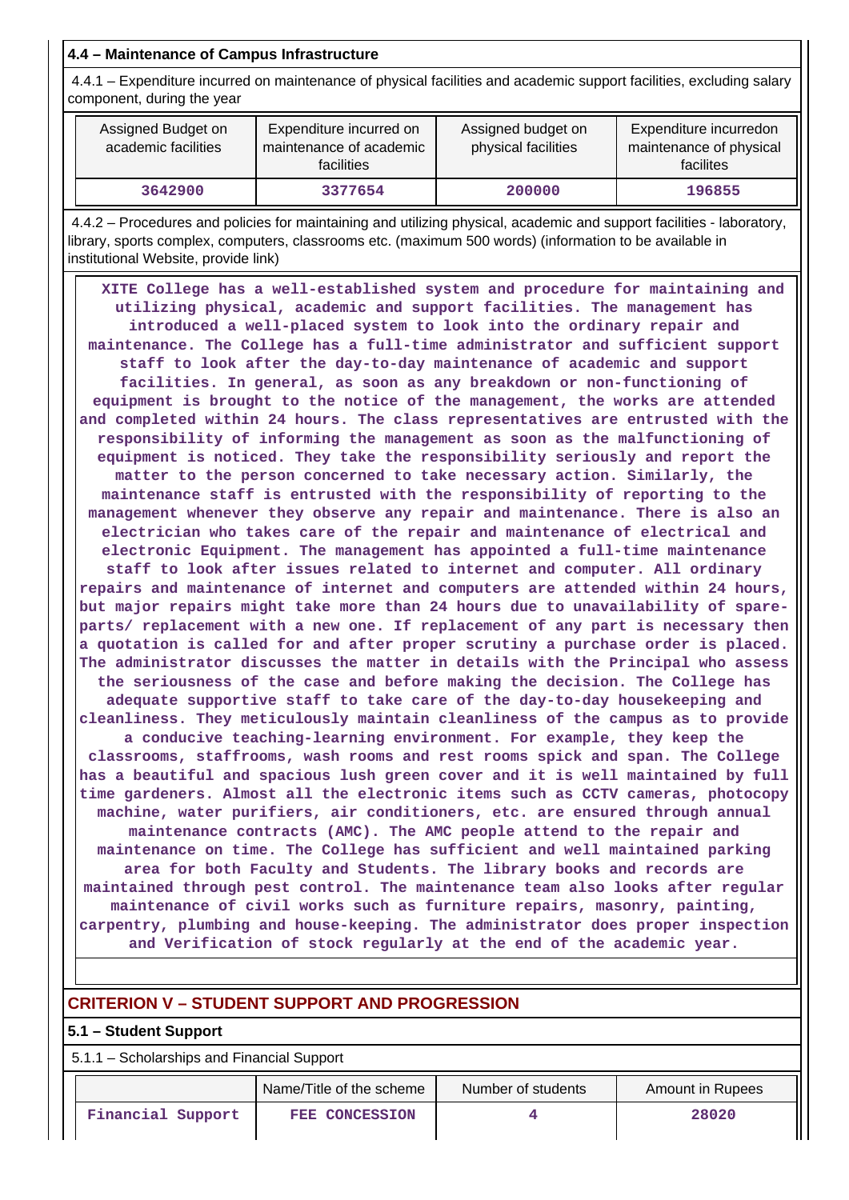### 4.4 – Maintenance of Campus Infrastructure

4.4.1 – Expenditure incurred on maintenance of physical facilities and academic support facilities, excluding salary component, during the year

| Assigned Budget on academic facilities | Expenditure incurred on maintenance of academic facilities | Assigned budget on physical facilities | Expenditure incurredon maintenance of physical facilites |
|---|---|---|---|
| 3642900 | 3377654 | 200000 | 196855 |

4.4.2 – Procedures and policies for maintaining and utilizing physical, academic and support facilities - laboratory, library, sports complex, computers, classrooms etc. (maximum 500 words) (information to be available in institutional Website, provide link)

XITE College has a well-established system and procedure for maintaining and utilizing physical, academic and support facilities. The management has introduced a well-placed system to look into the ordinary repair and maintenance. The College has a full-time administrator and sufficient support staff to look after the day-to-day maintenance of academic and support facilities. In general, as soon as any breakdown or non-functioning of equipment is brought to the notice of the management, the works are attended and completed within 24 hours. The class representatives are entrusted with the responsibility of informing the management as soon as the malfunctioning of equipment is noticed. They take the responsibility seriously and report the matter to the person concerned to take necessary action. Similarly, the maintenance staff is entrusted with the responsibility of reporting to the management whenever they observe any repair and maintenance. There is also an electrician who takes care of the repair and maintenance of electrical and electronic Equipment. The management has appointed a full-time maintenance staff to look after issues related to internet and computer. All ordinary repairs and maintenance of internet and computers are attended within 24 hours, but major repairs might take more than 24 hours due to unavailability of spare-parts/ replacement with a new one. If replacement of any part is necessary then a quotation is called for and after proper scrutiny a purchase order is placed. The administrator discusses the matter in details with the Principal who assess the seriousness of the case and before making the decision. The College has adequate supportive staff to take care of the day-to-day housekeeping and cleanliness. They meticulously maintain cleanliness of the campus as to provide a conducive teaching-learning environment. For example, they keep the classrooms, staffrooms, wash rooms and rest rooms spick and span. The College has a beautiful and spacious lush green cover and it is well maintained by full time gardeners. Almost all the electronic items such as CCTV cameras, photocopy machine, water purifiers, air conditioners, etc. are ensured through annual maintenance contracts (AMC). The AMC people attend to the repair and maintenance on time. The College has sufficient and well maintained parking area for both Faculty and Students. The library books and records are maintained through pest control. The maintenance team also looks after regular maintenance of civil works such as furniture repairs, masonry, painting, carpentry, plumbing and house-keeping. The administrator does proper inspection and Verification of stock regularly at the end of the academic year.

## CRITERION V – STUDENT SUPPORT AND PROGRESSION

### 5.1 – Student Support

5.1.1 – Scholarships and Financial Support

| | Name/Title of the scheme | Number of students | Amount in Rupees |
|---|---|---|---|
| Financial Support | FEE CONCESSION | 4 | 28020 |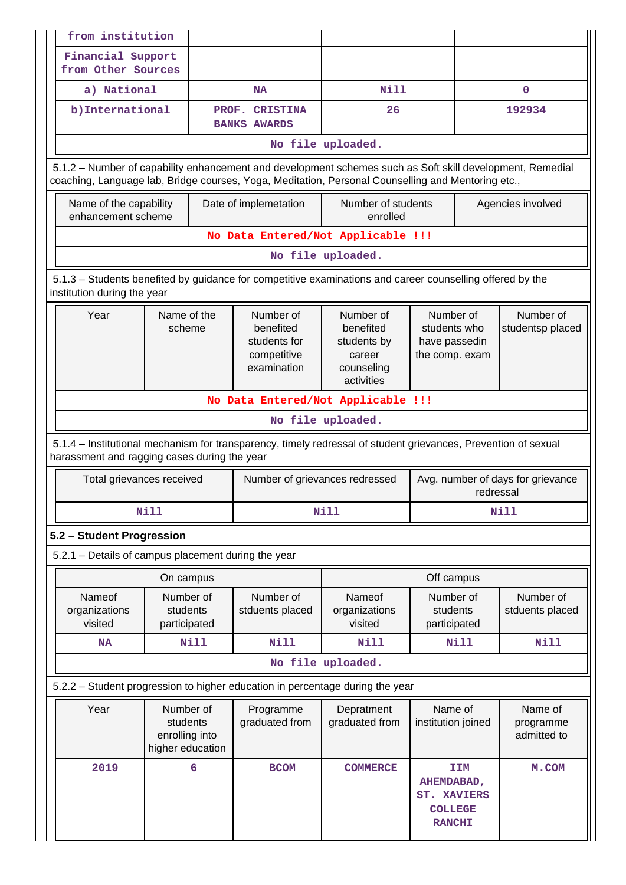| from institution | | | |
|---|---|---|---|
| Financial Support from Other Sources | | | |
| a) National | NA | Nill | 0 |
| b)International | PROF. CRISTINA BANKS AWARDS | 26 | 192934 |
| No file uploaded. | | | |

5.1.2 – Number of capability enhancement and development schemes such as Soft skill development, Remedial coaching, Language lab, Bridge courses, Yoga, Meditation, Personal Counselling and Mentoring etc.,

| Name of the capability enhancement scheme | Date of implemetation | Number of students enrolled | Agencies involved |
|---|---|---|---|
| No Data Entered/Not Applicable !!! | | | |
| No file uploaded. | | | |

5.1.3 – Students benefited by guidance for competitive examinations and career counselling offered by the institution during the year

| Year | Name of the scheme | Number of benefited students for competitive examination | Number of benefited students by career counseling activities | Number of students who have passedin the comp. exam | Number of studentsp placed |
|---|---|---|---|---|---|
| No Data Entered/Not Applicable !!! | | | | | |
| No file uploaded. | | | | | |

5.1.4 – Institutional mechanism for transparency, timely redressal of student grievances, Prevention of sexual harassment and ragging cases during the year

| Total grievances received | Number of grievances redressed | Avg. number of days for grievance redressal |
|---|---|---|
| Nill | Nill | Nill |

## 5.2 – Student Progression

5.2.1 – Details of campus placement during the year

| On campus | | | Off campus | | |
|---|---|---|---|---|---|
| Nameof organizations visited | Number of students participated | Number of stduents placed | Nameof organizations visited | Number of students participated | Number of stduents placed |
| NA | Nill | Nill | Nill | Nill | Nill |
| No file uploaded. | | | | | |

5.2.2 – Student progression to higher education in percentage during the year

| Year | Number of students enrolling into higher education | Programme graduated from | Depratment graduated from | Name of institution joined | Name of programme admitted to |
|---|---|---|---|---|---|
| 2019 | 6 | BCOM | COMMERCE | IIM AHEMDABAD, ST. XAVIERS COLLEGE RANCHI | M.COM |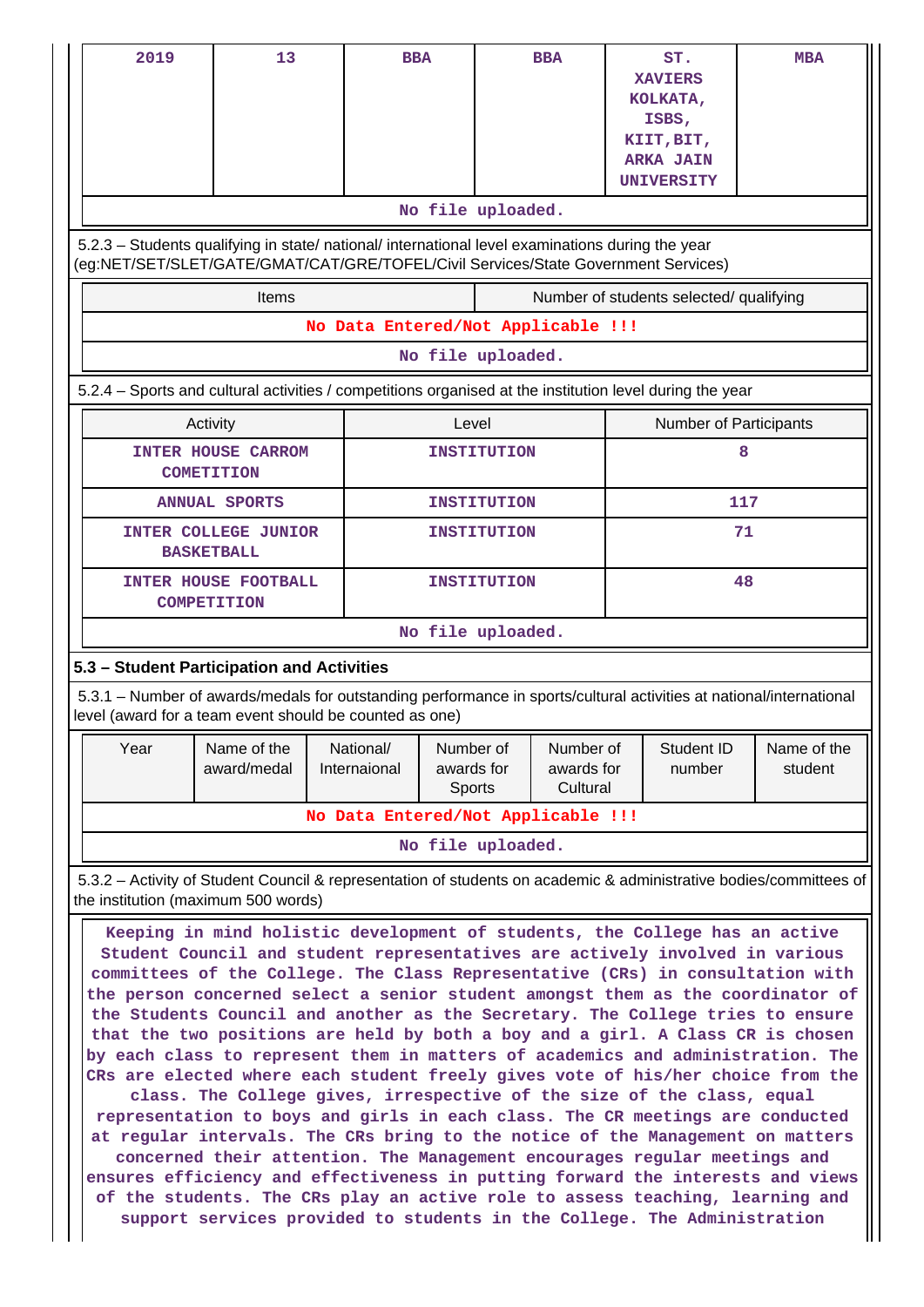| 2019 | 13 | BBA | BBA | ST. XAVIERS KOLKATA, ISBS, KIIT,BIT, ARKA JAIN UNIVERSITY | MBA |
|---|---|---|---|---|---|
| No file uploaded. | | | | | |

5.2.3 – Students qualifying in state/ national/ international level examinations during the year (eg:NET/SET/SLET/GATE/GMAT/CAT/GRE/TOFEL/Civil Services/State Government Services)

| Items | Number of students selected/ qualifying |
|---|---|
| No Data Entered/Not Applicable !!! | |
| No file uploaded. | |

5.2.4 – Sports and cultural activities / competitions organised at the institution level during the year

| Activity | Level | Number of Participants |
|---|---|---|
| INTER HOUSE CARROM COMETITION | INSTITUTION | 8 |
| ANNUAL SPORTS | INSTITUTION | 117 |
| INTER COLLEGE JUNIOR BASKETBALL | INSTITUTION | 71 |
| INTER HOUSE FOOTBALL COMPETITION | INSTITUTION | 48 |
| No file uploaded. | | |

**5.3 – Student Participation and Activities**

5.3.1 – Number of awards/medals for outstanding performance in sports/cultural activities at national/international level (award for a team event should be counted as one)

| Year | Name of the award/medal | National/ Internaional | Number of awards for Sports | Number of awards for Cultural | Student ID number | Name of the student |
|---|---|---|---|---|---|---|
| No Data Entered/Not Applicable !!! | | | | | | |
| No file uploaded. | | | | | | |

5.3.2 – Activity of Student Council & representation of students on academic & administrative bodies/committees of the institution (maximum 500 words)

Keeping in mind holistic development of students, the College has an active Student Council and student representatives are actively involved in various committees of the College. The Class Representative (CRs) in consultation with the person concerned select a senior student amongst them as the coordinator of the Students Council and another as the Secretary. The College tries to ensure that the two positions are held by both a boy and a girl. A Class CR is chosen by each class to represent them in matters of academics and administration. The CRs are elected where each student freely gives vote of his/her choice from the class. The College gives, irrespective of the size of the class, equal representation to boys and girls in each class. The CR meetings are conducted at regular intervals. The CRs bring to the notice of the Management on matters concerned their attention. The Management encourages regular meetings and ensures efficiency and effectiveness in putting forward the interests and views of the students. The CRs play an active role to assess teaching, learning and support services provided to students in the College. The Administration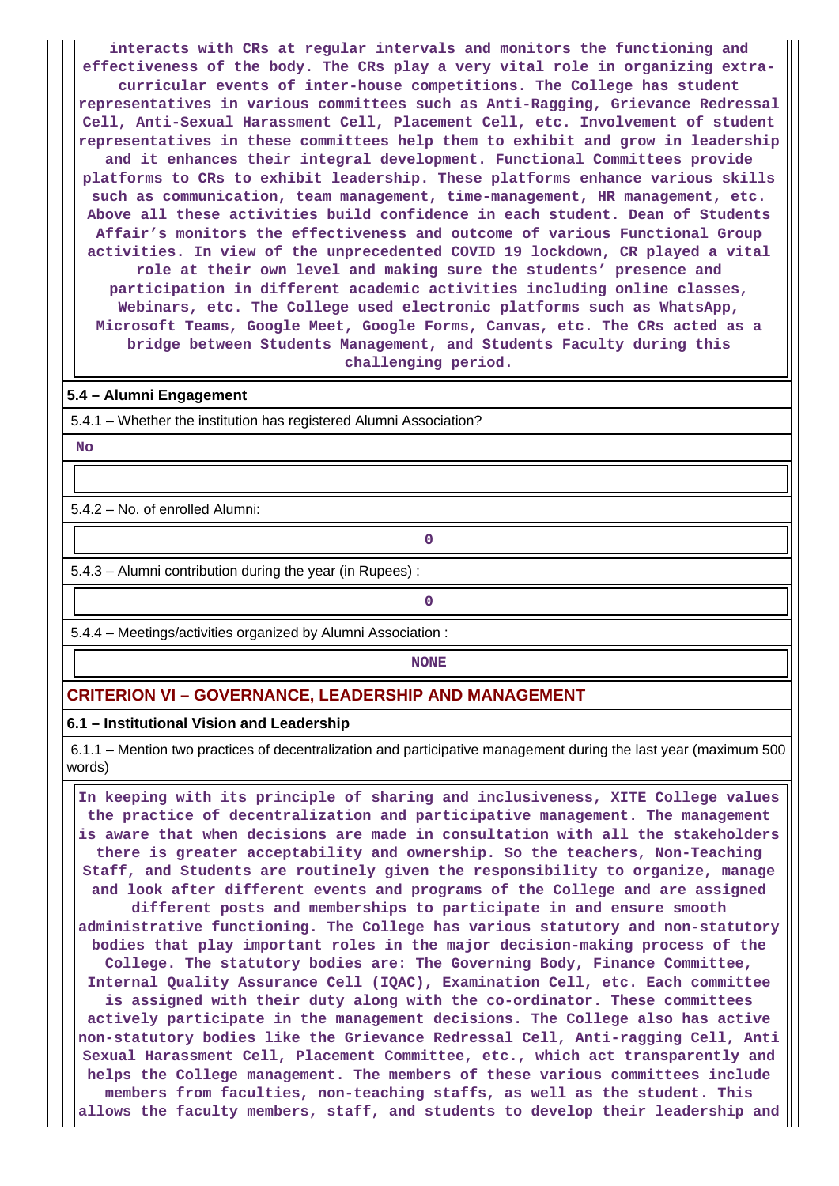interacts with CRs at regular intervals and monitors the functioning and effectiveness of the body. The CRs play a very vital role in organizing extra-curricular events of inter-house competitions. The College has student representatives in various committees such as Anti-Ragging, Grievance Redressal Cell, Anti-Sexual Harassment Cell, Placement Cell, etc. Involvement of student representatives in these committees help them to exhibit and grow in leadership and it enhances their integral development. Functional Committees provide platforms to CRs to exhibit leadership. These platforms enhance various skills such as communication, team management, time-management, HR management, etc. Above all these activities build confidence in each student. Dean of Students Affair's monitors the effectiveness and outcome of various Functional Group activities. In view of the unprecedented COVID 19 lockdown, CR played a vital role at their own level and making sure the students' presence and participation in different academic activities including online classes, Webinars, etc. The College used electronic platforms such as WhatsApp, Microsoft Teams, Google Meet, Google Forms, Canvas, etc. The CRs acted as a bridge between Students Management, and Students Faculty during this challenging period.

**5.4 – Alumni Engagement**

5.4.1 – Whether the institution has registered Alumni Association?

No

5.4.2 – No. of enrolled Alumni:

0

5.4.3 – Alumni contribution during the year (in Rupees) :

0

5.4.4 – Meetings/activities organized by Alumni Association :

NONE

## CRITERION VI – GOVERNANCE, LEADERSHIP AND MANAGEMENT

**6.1 – Institutional Vision and Leadership**

6.1.1 – Mention two practices of decentralization and participative management during the last year (maximum 500 words)

In keeping with its principle of sharing and inclusiveness, XITE College values the practice of decentralization and participative management. The management is aware that when decisions are made in consultation with all the stakeholders there is greater acceptability and ownership. So the teachers, Non-Teaching Staff, and Students are routinely given the responsibility to organize, manage and look after different events and programs of the College and are assigned different posts and memberships to participate in and ensure smooth administrative functioning. The College has various statutory and non-statutory bodies that play important roles in the major decision-making process of the College. The statutory bodies are: The Governing Body, Finance Committee, Internal Quality Assurance Cell (IQAC), Examination Cell, etc. Each committee is assigned with their duty along with the co-ordinator. These committees actively participate in the management decisions. The College also has active non-statutory bodies like the Grievance Redressal Cell, Anti-ragging Cell, Anti Sexual Harassment Cell, Placement Committee, etc., which act transparently and helps the College management. The members of these various committees include members from faculties, non-teaching staffs, as well as the student. This allows the faculty members, staff, and students to develop their leadership and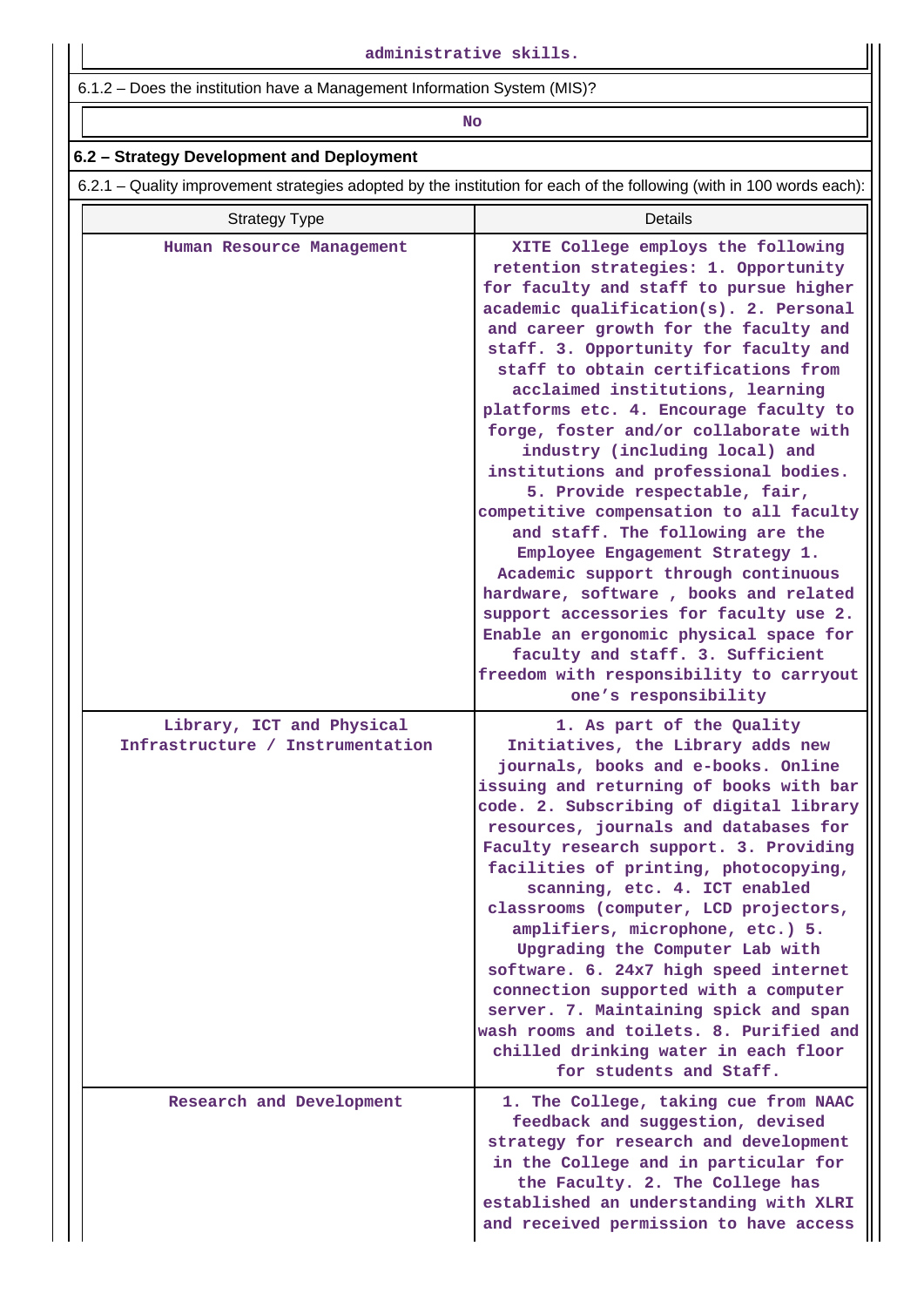administrative skills.

6.1.2 – Does the institution have a Management Information System (MIS)?

No

## 6.2 – Strategy Development and Deployment

6.2.1 – Quality improvement strategies adopted by the institution for each of the following (with in 100 words each):

| Strategy Type | Details |
|---|---|
| Human Resource Management | XITE College employs the following retention strategies: 1. Opportunity for faculty and staff to pursue higher academic qualification(s). 2. Personal and career growth for the faculty and staff. 3. Opportunity for faculty and staff to obtain certifications from acclaimed institutions, learning platforms etc. 4. Encourage faculty to forge, foster and/or collaborate with industry (including local) and institutions and professional bodies. 5. Provide respectable, fair, competitive compensation to all faculty and staff. The following are the Employee Engagement Strategy 1. Academic support through continuous hardware, software , books and related support accessories for faculty use 2. Enable an ergonomic physical space for faculty and staff. 3. Sufficient freedom with responsibility to carryout one's responsibility |
| Library, ICT and Physical Infrastructure / Instrumentation | 1. As part of the Quality Initiatives, the Library adds new journals, books and e-books. Online issuing and returning of books with bar code. 2. Subscribing of digital library resources, journals and databases for Faculty research support. 3. Providing facilities of printing, photocopying, scanning, etc. 4. ICT enabled classrooms (computer, LCD projectors, amplifiers, microphone, etc.) 5. Upgrading the Computer Lab with software. 6. 24x7 high speed internet connection supported with a computer server. 7. Maintaining spick and span wash rooms and toilets. 8. Purified and chilled drinking water in each floor for students and Staff. |
| Research and Development | 1. The College, taking cue from NAAC feedback and suggestion, devised strategy for research and development in the College and in particular for the Faculty. 2. The College has established an understanding with XLRI and received permission to have access |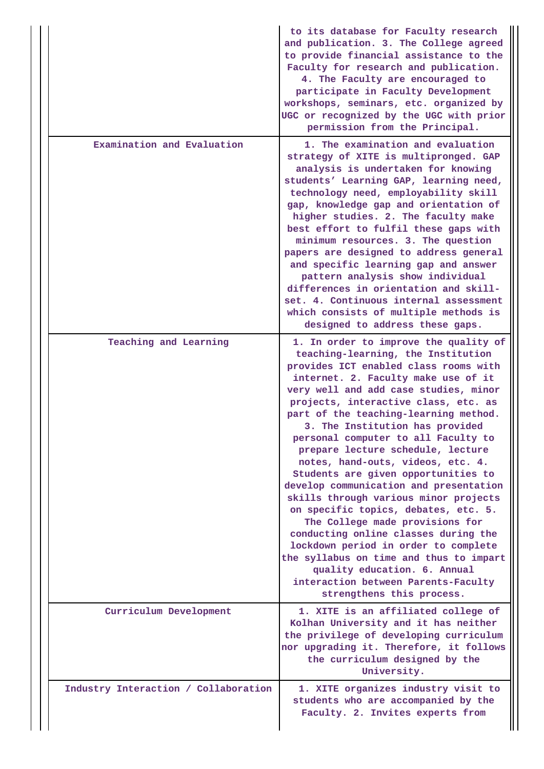|  |  |
|---|---|
|  | to its database for Faculty research and publication. 3. The College agreed to provide financial assistance to the Faculty for research and publication. 4. The Faculty are encouraged to participate in Faculty Development workshops, seminars, etc. organized by UGC or recognized by the UGC with prior permission from the Principal. |
| Examination and Evaluation | 1. The examination and evaluation strategy of XITE is multipronged. GAP analysis is undertaken for knowing students' Learning GAP, learning need, technology need, employability skill gap, knowledge gap and orientation of higher studies. 2. The faculty make best effort to fulfil these gaps with minimum resources. 3. The question papers are designed to address general and specific learning gap and answer pattern analysis show individual differences in orientation and skill-set. 4. Continuous internal assessment which consists of multiple methods is designed to address these gaps. |
| Teaching and Learning | 1. In order to improve the quality of teaching-learning, the Institution provides ICT enabled class rooms with internet. 2. Faculty make use of it very well and add case studies, minor projects, interactive class, etc. as part of the teaching-learning method. 3. The Institution has provided personal computer to all Faculty to prepare lecture schedule, lecture notes, hand-outs, videos, etc. 4. Students are given opportunities to develop communication and presentation skills through various minor projects on specific topics, debates, etc. 5. The College made provisions for conducting online classes during the lockdown period in order to complete the syllabus on time and thus to impart quality education. 6. Annual interaction between Parents-Faculty strengthens this process. |
| Curriculum Development | 1. XITE is an affiliated college of Kolhan University and it has neither the privilege of developing curriculum nor upgrading it. Therefore, it follows the curriculum designed by the University. |
| Industry Interaction / Collaboration | 1. XITE organizes industry visit to students who are accompanied by the Faculty. 2. Invites experts from |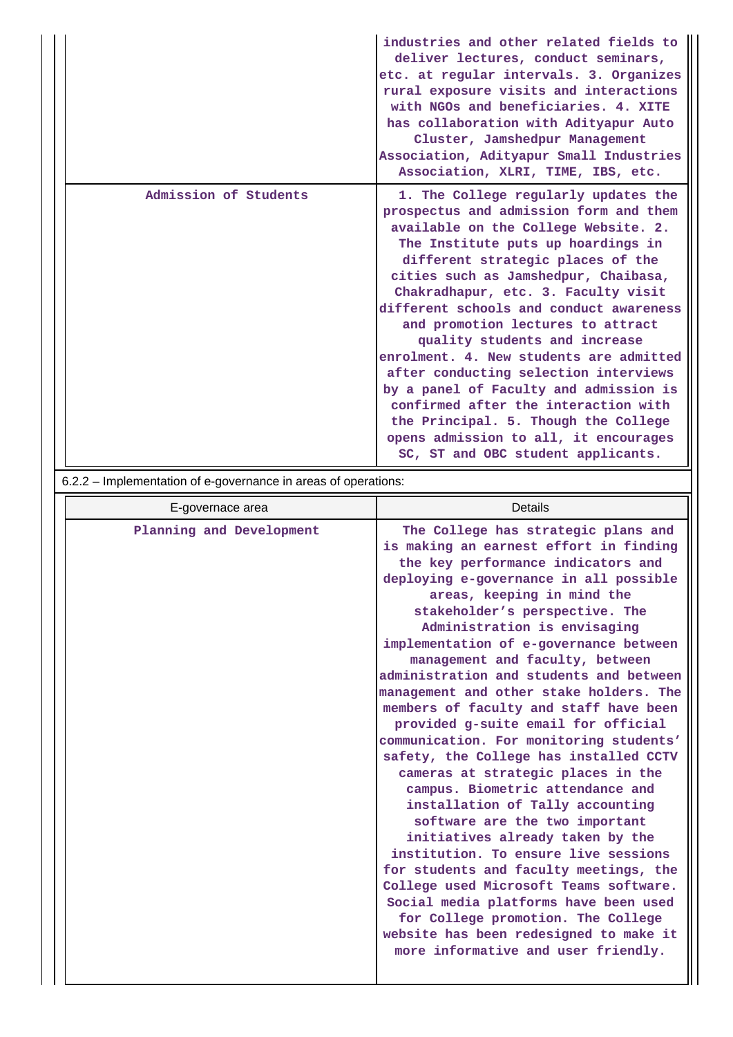| | |
|---|---|
| | industries and other related fields to deliver lectures, conduct seminars, etc. at regular intervals. 3. Organizes rural exposure visits and interactions with NGOs and beneficiaries. 4. XITE has collaboration with Adityapur Auto Cluster, Jamshedpur Management Association, Adityapur Small Industries Association, XLRI, TIME, IBS, etc. |
| Admission of Students | 1. The College regularly updates the prospectus and admission form and them available on the College Website. 2. The Institute puts up hoardings in different strategic places of the cities such as Jamshedpur, Chaibasa, Chakradhapur, etc. 3. Faculty visit different schools and conduct awareness and promotion lectures to attract quality students and increase enrolment. 4. New students are admitted after conducting selection interviews by a panel of Faculty and admission is confirmed after the interaction with the Principal. 5. Though the College opens admission to all, it encourages SC, ST and OBC student applicants. |

6.2.2 – Implementation of e-governance in areas of operations:

| E-governace area | Details |
|---|---|
| Planning and Development | The College has strategic plans and is making an earnest effort in finding the key performance indicators and deploying e-governance in all possible areas, keeping in mind the stakeholder's perspective. The Administration is envisaging implementation of e-governance between management and faculty, between administration and students and between management and other stake holders. The members of faculty and staff have been provided g-suite email for official communication. For monitoring students' safety, the College has installed CCTV cameras at strategic places in the campus. Biometric attendance and installation of Tally accounting software are the two important initiatives already taken by the institution. To ensure live sessions for students and faculty meetings, the College used Microsoft Teams software. Social media platforms have been used for College promotion. The College website has been redesigned to make it more informative and user friendly. |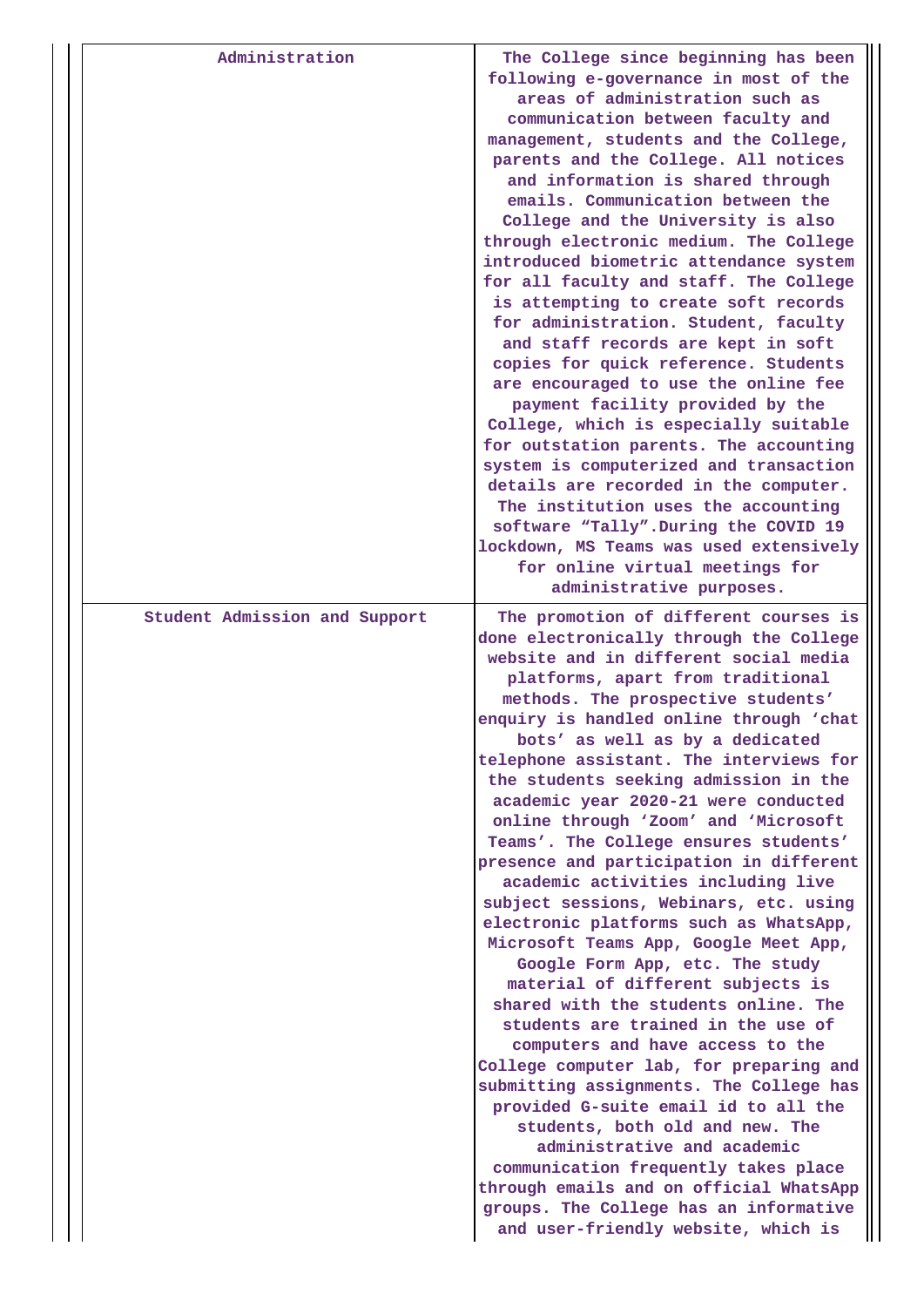| | |
|---|---|
| Administration | The College since beginning has been following e-governance in most of the areas of administration such as communication between faculty and management, students and the College, parents and the College. All notices and information is shared through emails. Communication between the College and the University is also through electronic medium. The College introduced biometric attendance system for all faculty and staff. The College is attempting to create soft records for administration. Student, faculty and staff records are kept in soft copies for quick reference. Students are encouraged to use the online fee payment facility provided by the College, which is especially suitable for outstation parents. The accounting system is computerized and transaction details are recorded in the computer. The institution uses the accounting software "Tally".During the COVID 19 lockdown, MS Teams was used extensively for online virtual meetings for administrative purposes. |
| Student Admission and Support | The promotion of different courses is done electronically through the College website and in different social media platforms, apart from traditional methods. The prospective students' enquiry is handled online through 'chat bots' as well as by a dedicated telephone assistant. The interviews for the students seeking admission in the academic year 2020-21 were conducted online through 'Zoom' and 'Microsoft Teams'. The College ensures students' presence and participation in different academic activities including live subject sessions, Webinars, etc. using electronic platforms such as WhatsApp, Microsoft Teams App, Google Meet App, Google Form App, etc. The study material of different subjects is shared with the students online. The students are trained in the use of computers and have access to the College computer lab, for preparing and submitting assignments. The College has provided G-suite email id to all the students, both old and new. The administrative and academic communication frequently takes place through emails and on official WhatsApp groups. The College has an informative and user-friendly website, which is |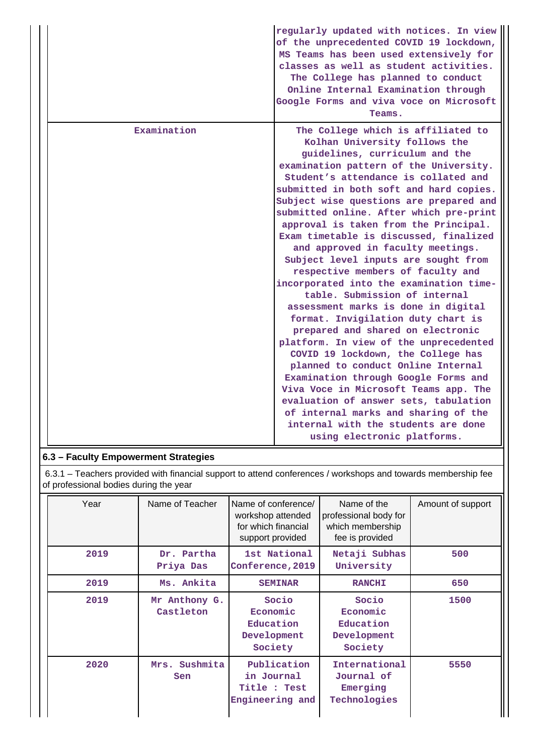| | |
|---|---|
| | regularly updated with notices. In view of the unprecedented COVID 19 lockdown, MS Teams has been used extensively for classes as well as student activities. The College has planned to conduct Online Internal Examination through Google Forms and viva voce on Microsoft Teams. |
| Examination | The College which is affiliated to Kolhan University follows the guidelines, curriculum and the examination pattern of the University. Student's attendance is collated and submitted in both soft and hard copies. Subject wise questions are prepared and submitted online. After which pre-print approval is taken from the Principal. Exam timetable is discussed, finalized and approved in faculty meetings. Subject level inputs are sought from respective members of faculty and incorporated into the examination time-table. Submission of internal assessment marks is done in digital format. Invigilation duty chart is prepared and shared on electronic platform. In view of the unprecedented COVID 19 lockdown, the College has planned to conduct Online Internal Examination through Google Forms and Viva Voce in Microsoft Teams app. The evaluation of answer sets, tabulation of internal marks and sharing of the internal with the students are done using electronic platforms. |

### 6.3 – Faculty Empowerment Strategies

6.3.1 – Teachers provided with financial support to attend conferences / workshops and towards membership fee of professional bodies during the year

| Year | Name of Teacher | Name of conference/ workshop attended for which financial support provided | Name of the professional body for which membership fee is provided | Amount of support |
|---|---|---|---|---|
| 2019 | Dr. Partha Priya Das | 1st National Conference,2019 | Netaji Subhas University | 500 |
| 2019 | Ms. Ankita | SEMINAR | RANCHI | 650 |
| 2019 | Mr Anthony G. Castleton | Socio Economic Education Development Society | Socio Economic Education Development Society | 1500 |
| 2020 | Mrs. Sushmita Sen | Publication in Journal Title : Test Engineering and | International Journal of Emerging Technologies | 5550 |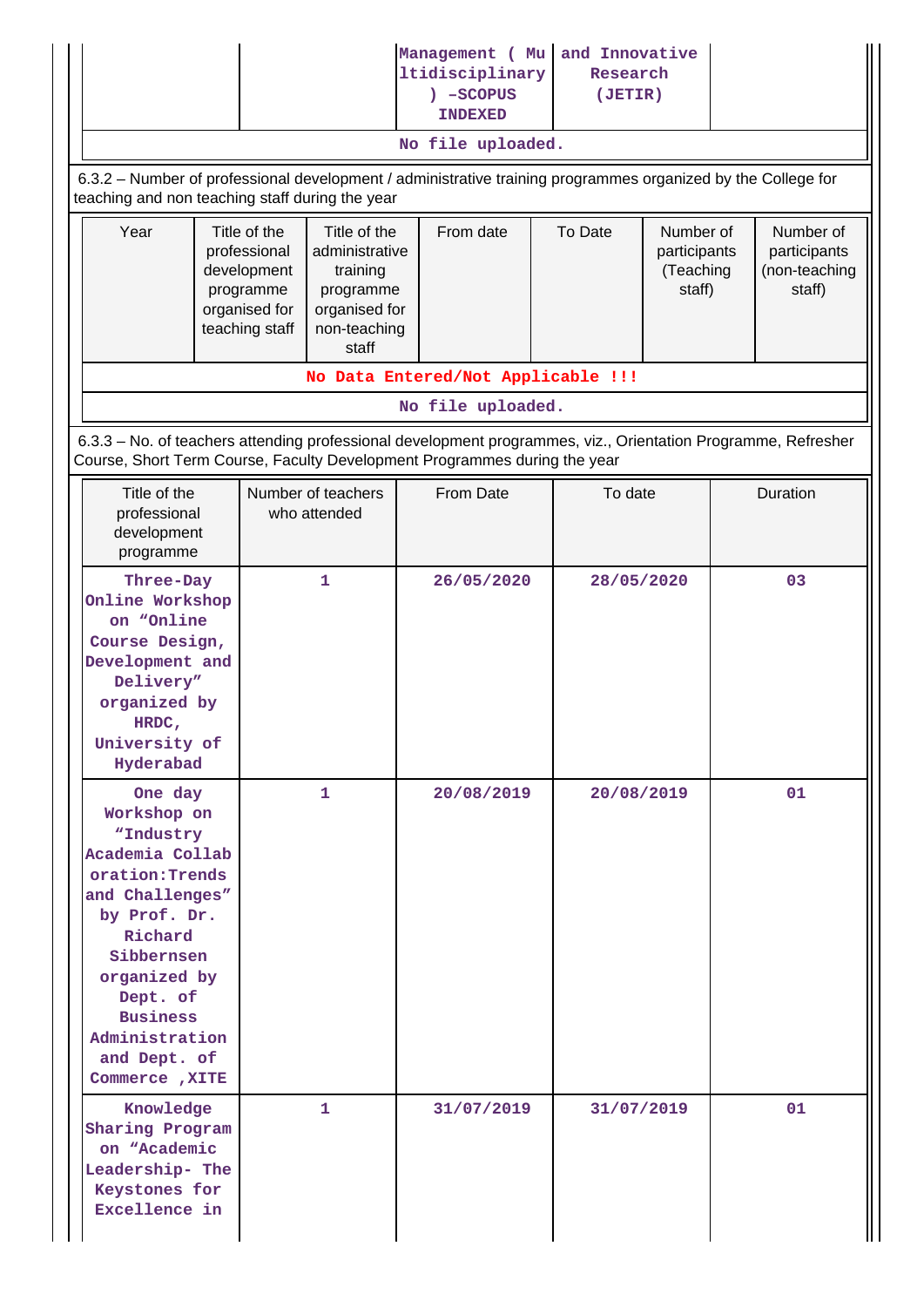| | | Management ( Multidisciplinary ) –SCOPUS INDEXED | and Innovative Research (JETIR) | |
|---|---|---|---|---|

No file uploaded.

6.3.2 – Number of professional development / administrative training programmes organized by the College for teaching and non teaching staff during the year

| Year | Title of the professional development programme organised for teaching staff | Title of the administrative training programme organised for non-teaching staff | From date | To Date | Number of participants (Teaching staff) | Number of participants (non-teaching staff) |
|---|---|---|---|---|---|---|

No Data Entered/Not Applicable !!!

No file uploaded.

6.3.3 – No. of teachers attending professional development programmes, viz., Orientation Programme, Refresher Course, Short Term Course, Faculty Development Programmes during the year

| Title of the professional development programme | Number of teachers who attended | From Date | To date | Duration |
|---|---|---|---|---|
| Three-Day Online Workshop on "Online Course Design, Development and Delivery" organized by HRDC, University of Hyderabad | 1 | 26/05/2020 | 28/05/2020 | 03 |
| One day Workshop on "Industry Academia Collaboration:Trends and Challenges" by Prof. Dr. Richard Sibbernsen organized by Dept. of Business Administration and Dept. of Commerce ,XITE | 1 | 20/08/2019 | 20/08/2019 | 01 |
| Knowledge Sharing Program on "Academic Leadership- The Keystones for Excellence in | 1 | 31/07/2019 | 31/07/2019 | 01 |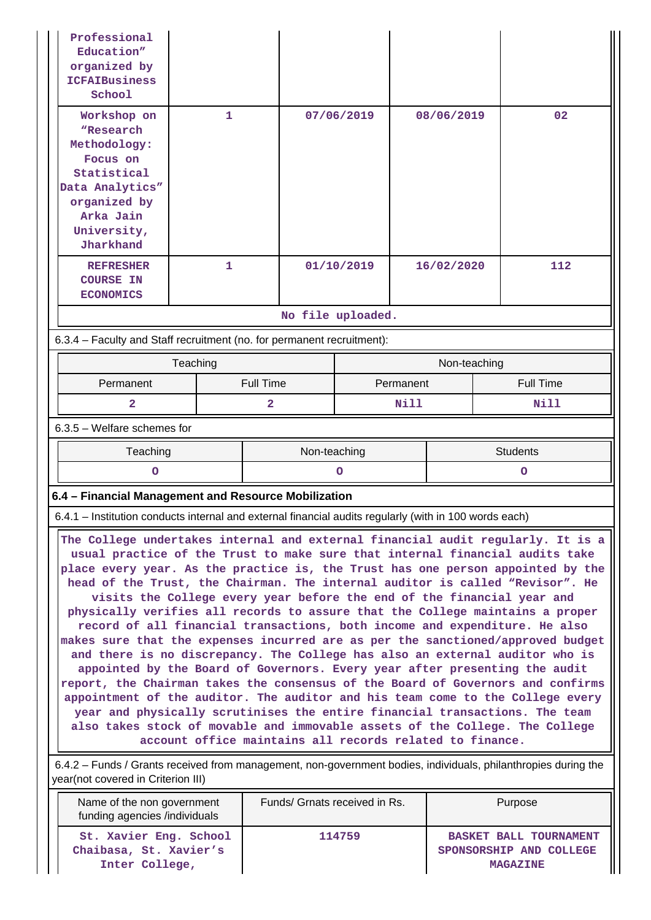| | | | | |
|---|---|---|---|---|
| Professional Education" organized by ICFAIBusiness School | | | | |
| Workshop on "Research Methodology: Focus on Statistical Data Analytics" organized by Arka Jain University, Jharkhand | 1 | 07/06/2019 | 08/06/2019 | 02 |
| REFRESHER COURSE IN ECONOMICS | 1 | 01/10/2019 | 16/02/2020 | 112 |

No file uploaded.

6.3.4 – Faculty and Staff recruitment (no. for permanent recruitment):

| Teaching | | Non-teaching | |
|---|---|---|---|
| Permanent | Full Time | Permanent | Full Time |
| 2 | 2 | Nill | Nill |

6.3.5 – Welfare schemes for

| Teaching | Non-teaching | Students |
|---|---|---|
| 0 | 0 | 0 |

**6.4 – Financial Management and Resource Mobilization**

6.4.1 – Institution conducts internal and external financial audits regularly (with in 100 words each)

The College undertakes internal and external financial audit regularly. It is a usual practice of the Trust to make sure that internal financial audits take place every year. As the practice is, the Trust has one person appointed by the head of the Trust, the Chairman. The internal auditor is called "Revisor". He visits the College every year before the end of the financial year and physically verifies all records to assure that the College maintains a proper record of all financial transactions, both income and expenditure. He also makes sure that the expenses incurred are as per the sanctioned/approved budget and there is no discrepancy. The College has also an external auditor who is appointed by the Board of Governors. Every year after presenting the audit report, the Chairman takes the consensus of the Board of Governors and confirms appointment of the auditor. The auditor and his team come to the College every year and physically scrutinises the entire financial transactions. The team also takes stock of movable and immovable assets of the College. The College account office maintains all records related to finance.

6.4.2 – Funds / Grants received from management, non-government bodies, individuals, philanthropies during the year(not covered in Criterion III)

| Name of the non government funding agencies /individuals | Funds/ Grnats received in Rs. | Purpose |
|---|---|---|
| St. Xavier Eng. School Chaibasa, St. Xavier's Inter College, | 114759 | BASKET BALL TOURNAMENT SPONSORSHIP AND COLLEGE MAGAZINE |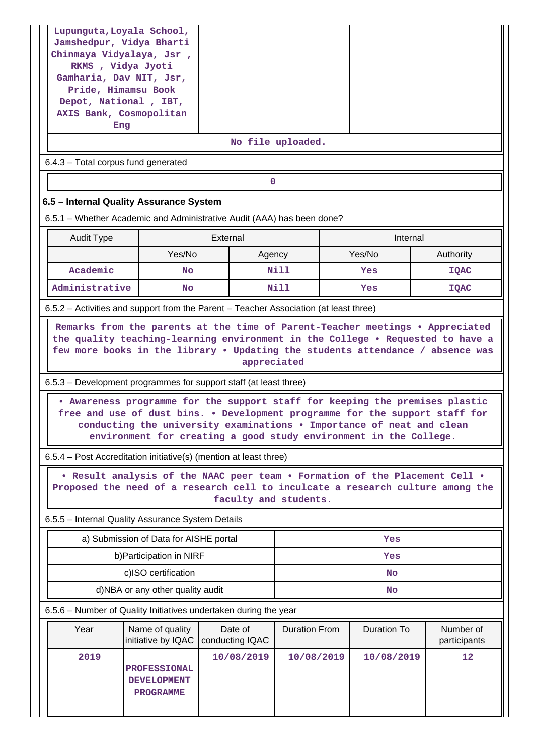| Lupunguta,Loyala School, Jamshedpur, Vidya Bharti Chinmaya Vidyalaya, Jsr , RKMS , Vidya Jyoti Gamharia, Dav NIT, Jsr, Pride, Himamsu Book Depot, National , IBT, AXIS Bank, Cosmopolitan Eng | | |
|---|---|---|

No file uploaded.

6.4.3 – Total corpus fund generated

0

**6.5 – Internal Quality Assurance System**

6.5.1 – Whether Academic and Administrative Audit (AAA) has been done?

| Audit Type | External | | Internal | |
|---|---|---|---|---|
| | Yes/No | Agency | Yes/No | Authority |
| Academic | No | Nill | Yes | IQAC |
| Administrative | No | Nill | Yes | IQAC |

6.5.2 – Activities and support from the Parent – Teacher Association (at least three)

Remarks from the parents at the time of Parent-Teacher meetings • Appreciated the quality teaching-learning environment in the College • Requested to have a few more books in the library • Updating the students attendance / absence was appreciated

6.5.3 – Development programmes for support staff (at least three)

• Awareness programme for the support staff for keeping the premises plastic free and use of dust bins. • Development programme for the support staff for conducting the university examinations • Importance of neat and clean environment for creating a good study environment in the College.

6.5.4 – Post Accreditation initiative(s) (mention at least three)

• Result analysis of the NAAC peer team • Formation of the Placement Cell • Proposed the need of a research cell to inculcate a research culture among the faculty and students.

6.5.5 – Internal Quality Assurance System Details

| | |
|---|---|
| a) Submission of Data for AISHE portal | Yes |
| b)Participation in NIRF | Yes |
| c)ISO certification | No |
| d)NBA or any other quality audit | No |

6.5.6 – Number of Quality Initiatives undertaken during the year

| Year | Name of quality initiative by IQAC | Date of conducting IQAC | Duration From | Duration To | Number of participants |
|---|---|---|---|---|---|
| 2019 | PROFESSIONAL DEVELOPMENT PROGRAMME | 10/08/2019 | 10/08/2019 | 10/08/2019 | 12 |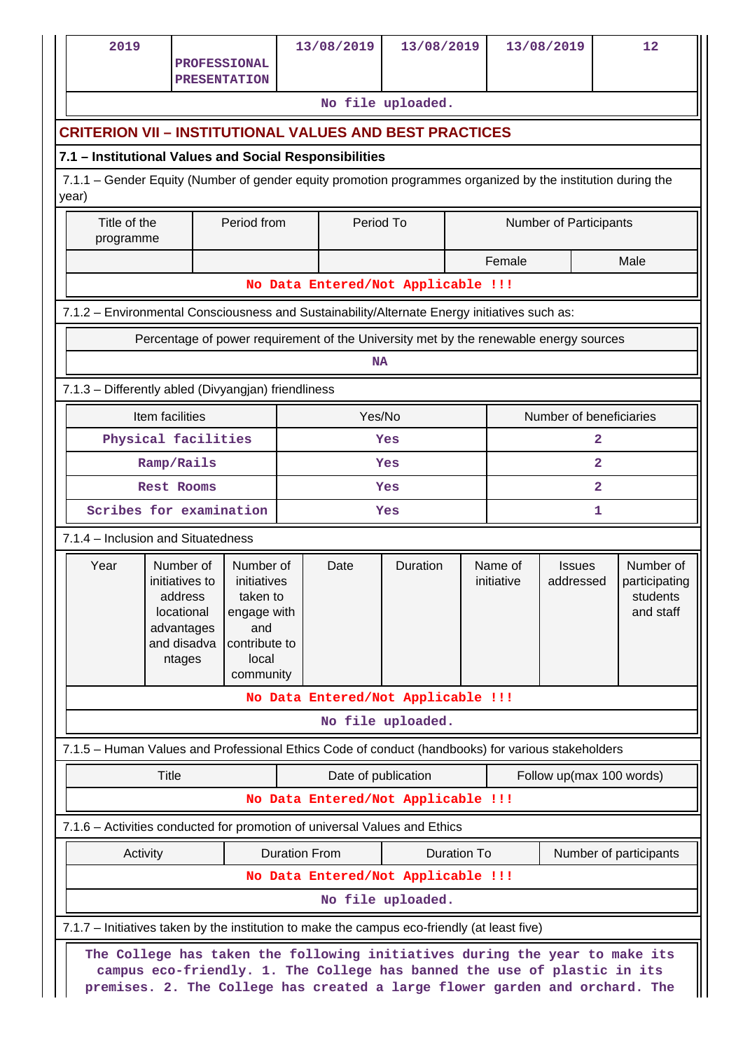| 2019 | PROFESSIONAL PRESENTATION | 13/08/2019 | 13/08/2019 | 13/08/2019 | 12 |
|---|---|---|---|---|---|
| No file uploaded. | | | | | |

## CRITERION VII – INSTITUTIONAL VALUES AND BEST PRACTICES

### 7.1 – Institutional Values and Social Responsibilities

7.1.1 – Gender Equity (Number of gender equity promotion programmes organized by the institution during the year)

| Title of the programme | Period from | Period To | Number of Participants | |
|---|---|---|---|---|
| | | | Female | Male |
| No Data Entered/Not Applicable !!! | | | | |

7.1.2 – Environmental Consciousness and Sustainability/Alternate Energy initiatives such as:

| Percentage of power requirement of the University met by the renewable energy sources |
|---|
| NA |

7.1.3 – Differently abled (Divyangjan) friendliness

| Item facilities | Yes/No | Number of beneficiaries |
|---|---|---|
| Physical facilities | Yes | 2 |
| Ramp/Rails | Yes | 2 |
| Rest Rooms | Yes | 2 |
| Scribes for examination | Yes | 1 |

7.1.4 – Inclusion and Situatedness

| Year | Number of initiatives to address locational advantages and disadvantages | Number of initiatives taken to engage with and contribute to local community | Date | Duration | Name of initiative | Issues addressed | Number of participating students and staff |
|---|---|---|---|---|---|---|---|
| No Data Entered/Not Applicable !!! | | | | | | | |
| No file uploaded. | | | | | | | |

7.1.5 – Human Values and Professional Ethics Code of conduct (handbooks) for various stakeholders

| Title | Date of publication | Follow up(max 100 words) |
|---|---|---|
| No Data Entered/Not Applicable !!! | | |

7.1.6 – Activities conducted for promotion of universal Values and Ethics

| Activity | Duration From | Duration To | Number of participants |
|---|---|---|---|
| No Data Entered/Not Applicable !!! | | | |
| No file uploaded. | | | |

7.1.7 – Initiatives taken by the institution to make the campus eco-friendly (at least five)

The College has taken the following initiatives during the year to make its campus eco-friendly. 1. The College has banned the use of plastic in its premises. 2. The College has created a large flower garden and orchard. The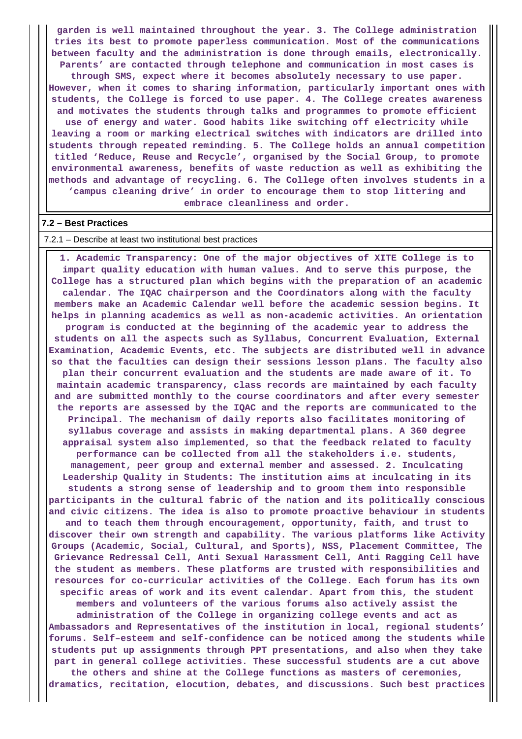**garden is well maintained throughout the year. 3. The College administration tries its best to promote paperless communication. Most of the communications between faculty and the administration is done through emails, electronically. Parents' are contacted through telephone and communication in most cases is through SMS, expect where it becomes absolutely necessary to use paper. However, when it comes to sharing information, particularly important ones with students, the College is forced to use paper. 4. The College creates awareness and motivates the students through talks and programmes to promote efficient use of energy and water. Good habits like switching off electricity while leaving a room or marking electrical switches with indicators are drilled into students through repeated reminding. 5. The College holds an annual competition titled 'Reduce, Reuse and Recycle', organised by the Social Group, to promote environmental awareness, benefits of waste reduction as well as exhibiting the methods and advantage of recycling. 6. The College often involves students in a 'campus cleaning drive' in order to encourage them to stop littering and embrace cleanliness and order.**

**7.2 – Best Practices**

7.2.1 – Describe at least two institutional best practices

**1. Academic Transparency: One of the major objectives of XITE College is to impart quality education with human values. And to serve this purpose, the College has a structured plan which begins with the preparation of an academic calendar. The IQAC chairperson and the Coordinators along with the faculty members make an Academic Calendar well before the academic session begins. It helps in planning academics as well as non-academic activities. An orientation program is conducted at the beginning of the academic year to address the students on all the aspects such as Syllabus, Concurrent Evaluation, External Examination, Academic Events, etc. The subjects are distributed well in advance so that the faculties can design their sessions lesson plans. The faculty also plan their concurrent evaluation and the students are made aware of it. To maintain academic transparency, class records are maintained by each faculty and are submitted monthly to the course coordinators and after every semester the reports are assessed by the IQAC and the reports are communicated to the Principal. The mechanism of daily reports also facilitates monitoring of syllabus coverage and assists in making departmental plans. A 360 degree appraisal system also implemented, so that the feedback related to faculty performance can be collected from all the stakeholders i.e. students, management, peer group and external member and assessed. 2. Inculcating Leadership Quality in Students: The institution aims at inculcating in its students a strong sense of leadership and to groom them into responsible participants in the cultural fabric of the nation and its politically conscious and civic citizens. The idea is also to promote proactive behaviour in students and to teach them through encouragement, opportunity, faith, and trust to discover their own strength and capability. The various platforms like Activity Groups (Academic, Social, Cultural, and Sports), NSS, Placement Committee, The Grievance Redressal Cell, Anti Sexual Harassment Cell, Anti Ragging Cell have the student as members. These platforms are trusted with responsibilities and resources for co-curricular activities of the College. Each forum has its own specific areas of work and its event calendar. Apart from this, the student members and volunteers of the various forums also actively assist the administration of the College in organizing college events and act as Ambassadors and Representatives of the institution in local, regional students' forums. Self–esteem and self-confidence can be noticed among the students while students put up assignments through PPT presentations, and also when they take part in general college activities. These successful students are a cut above the others and shine at the College functions as masters of ceremonies, dramatics, recitation, elocution, debates, and discussions. Such best practices**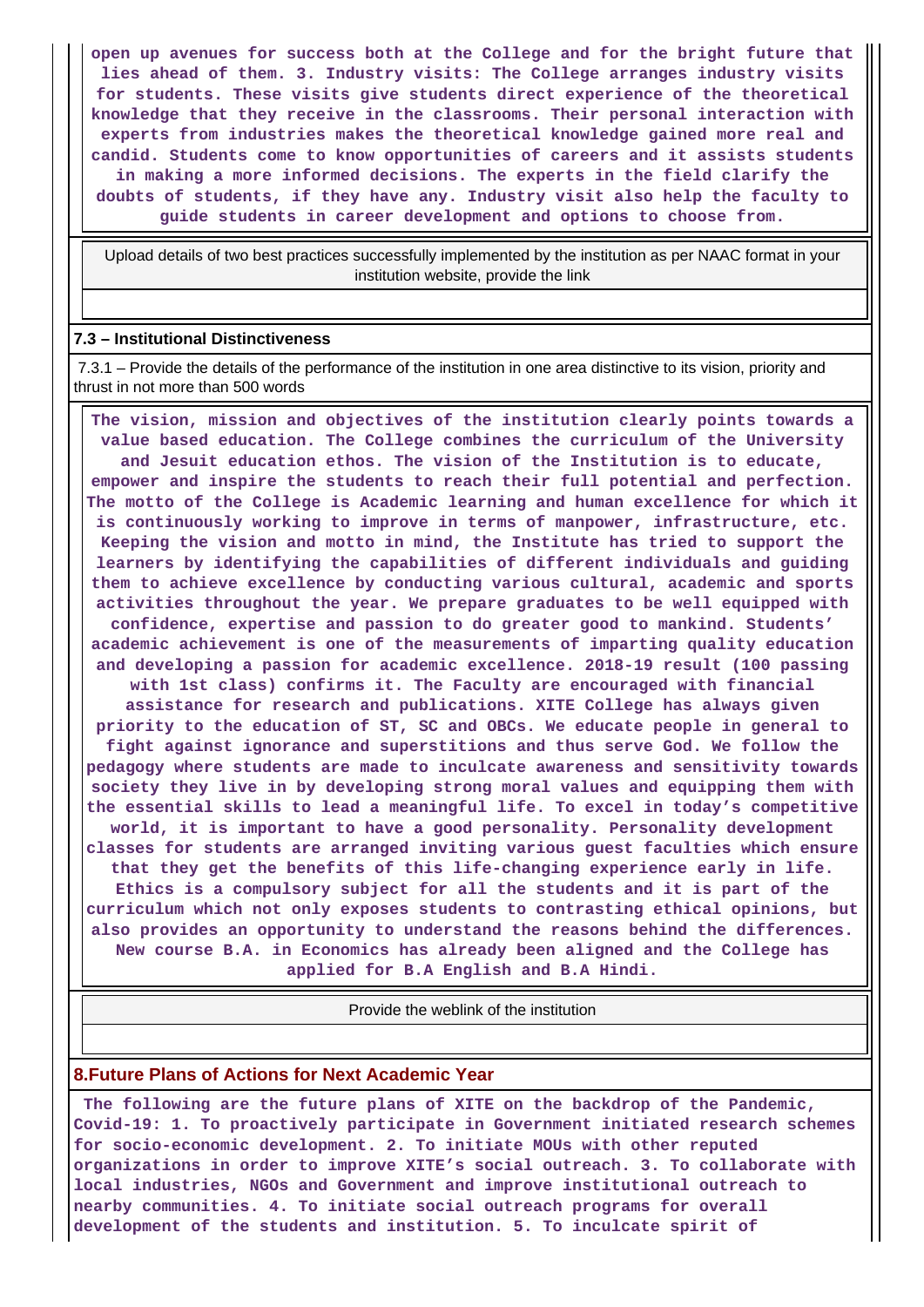**open up avenues for success both at the College and for the bright future that lies ahead of them. 3. Industry visits: The College arranges industry visits for students. These visits give students direct experience of the theoretical knowledge that they receive in the classrooms. Their personal interaction with experts from industries makes the theoretical knowledge gained more real and candid. Students come to know opportunities of careers and it assists students in making a more informed decisions. The experts in the field clarify the doubts of students, if they have any. Industry visit also help the faculty to guide students in career development and options to choose from.**

Upload details of two best practices successfully implemented by the institution as per NAAC format in your institution website, provide the link

### 7.3 – Institutional Distinctiveness

7.3.1 – Provide the details of the performance of the institution in one area distinctive to its vision, priority and thrust in not more than 500 words

**The vision, mission and objectives of the institution clearly points towards a value based education. The College combines the curriculum of the University and Jesuit education ethos. The vision of the Institution is to educate, empower and inspire the students to reach their full potential and perfection. The motto of the College is Academic learning and human excellence for which it is continuously working to improve in terms of manpower, infrastructure, etc. Keeping the vision and motto in mind, the Institute has tried to support the learners by identifying the capabilities of different individuals and guiding them to achieve excellence by conducting various cultural, academic and sports activities throughout the year. We prepare graduates to be well equipped with confidence, expertise and passion to do greater good to mankind. Students' academic achievement is one of the measurements of imparting quality education and developing a passion for academic excellence. 2018-19 result (100 passing with 1st class) confirms it. The Faculty are encouraged with financial assistance for research and publications. XITE College has always given priority to the education of ST, SC and OBCs. We educate people in general to fight against ignorance and superstitions and thus serve God. We follow the pedagogy where students are made to inculcate awareness and sensitivity towards society they live in by developing strong moral values and equipping them with the essential skills to lead a meaningful life. To excel in today's competitive world, it is important to have a good personality. Personality development classes for students are arranged inviting various guest faculties which ensure that they get the benefits of this life-changing experience early in life. Ethics is a compulsory subject for all the students and it is part of the curriculum which not only exposes students to contrasting ethical opinions, but also provides an opportunity to understand the reasons behind the differences. New course B.A. in Economics has already been aligned and the College has applied for B.A English and B.A Hindi.**

Provide the weblink of the institution

## 8.Future Plans of Actions for Next Academic Year

**The following are the future plans of XITE on the backdrop of the Pandemic, Covid-19: 1. To proactively participate in Government initiated research schemes for socio-economic development. 2. To initiate MOUs with other reputed organizations in order to improve XITE's social outreach. 3. To collaborate with local industries, NGOs and Government and improve institutional outreach to nearby communities. 4. To initiate social outreach programs for overall development of the students and institution. 5. To inculcate spirit of**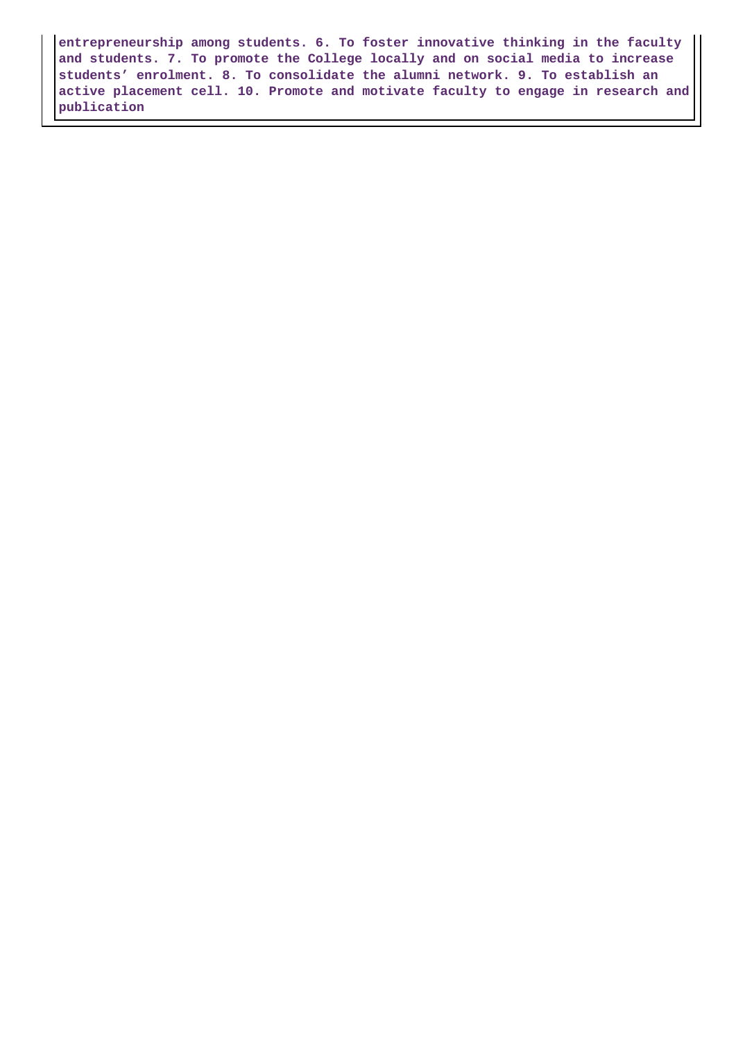**entrepreneurship among students. 6. To foster innovative thinking in the faculty and students. 7. To promote the College locally and on social media to increase students' enrolment. 8. To consolidate the alumni network. 9. To establish an active placement cell. 10. Promote and motivate faculty to engage in research and publication**